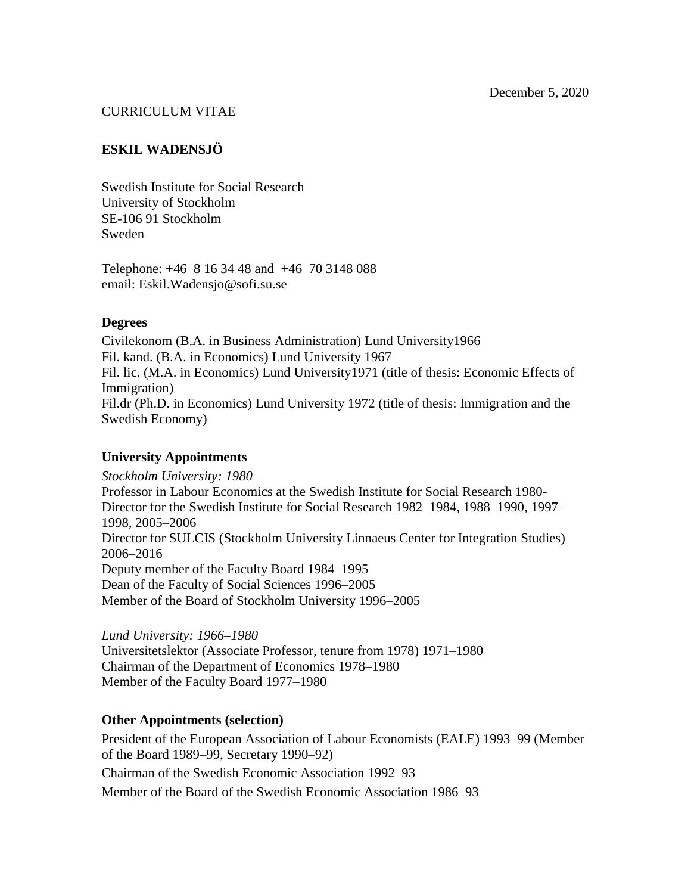December 5, 2020

CURRICULUM VITAE

**ESKIL WADENSJÖ**

Swedish Institute for Social Research
University of Stockholm
SE-106 91 Stockholm
Sweden

Telephone: +46 8 16 34 48 and +46 70 3148 088
email: Eskil.Wadensjo@sofi.su.se

### Degrees

Civilekonom (B.A. in Business Administration) Lund University1966
Fil. kand. (B.A. in Economics) Lund University 1967
Fil. lic. (M.A. in Economics) Lund University1971 (title of thesis: Economic Effects of Immigration)
Fil.dr (Ph.D. in Economics) Lund University 1972 (title of thesis: Immigration and the Swedish Economy)

### University Appointments

*Stockholm University: 1980–*
Professor in Labour Economics at the Swedish Institute for Social Research 1980-
Director for the Swedish Institute for Social Research 1982–1984, 1988–1990, 1997–1998, 2005–2006
Director for SULCIS (Stockholm University Linnaeus Center for Integration Studies) 2006–2016
Deputy member of the Faculty Board 1984–1995
Dean of the Faculty of Social Sciences 1996–2005
Member of the Board of Stockholm University 1996–2005

*Lund University: 1966–1980*
Universitetslektor (Associate Professor, tenure from 1978) 1971–1980
Chairman of the Department of Economics 1978–1980
Member of the Faculty Board 1977–1980

### Other Appointments (selection)

President of the European Association of Labour Economists (EALE) 1993–99 (Member of the Board 1989–99, Secretary 1990–92)

Chairman of the Swedish Economic Association 1992–93

Member of the Board of the Swedish Economic Association 1986–93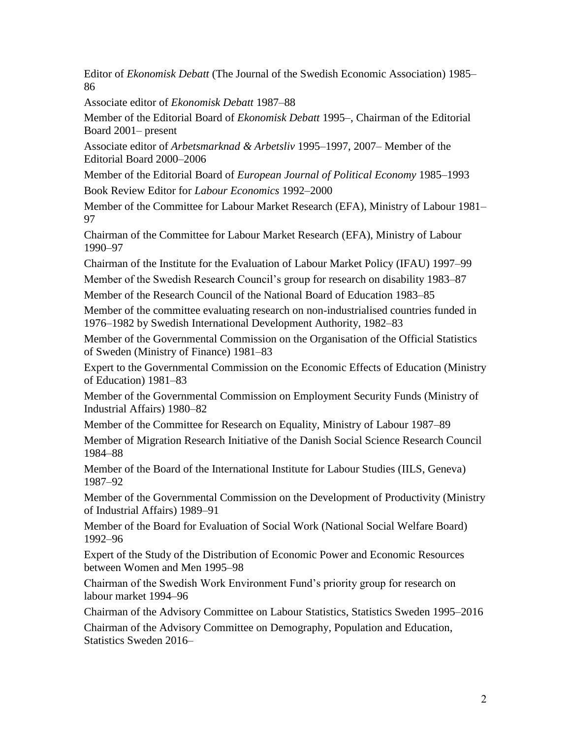Editor of *Ekonomisk Debatt* (The Journal of the Swedish Economic Association) 1985–86

Associate editor of *Ekonomisk Debatt* 1987–88

Member of the Editorial Board of *Ekonomisk Debatt* 1995–, Chairman of the Editorial Board 2001– present

Associate editor of *Arbetsmarknad & Arbetsliv* 1995–1997, 2007– Member of the Editorial Board 2000–2006

Member of the Editorial Board of *European Journal of Political Economy* 1985–1993

Book Review Editor for *Labour Economics* 1992–2000

Member of the Committee for Labour Market Research (EFA), Ministry of Labour 1981–97

Chairman of the Committee for Labour Market Research (EFA), Ministry of Labour 1990–97

Chairman of the Institute for the Evaluation of Labour Market Policy (IFAU) 1997–99

Member of the Swedish Research Council's group for research on disability 1983–87

Member of the Research Council of the National Board of Education 1983–85

Member of the committee evaluating research on non-industrialised countries funded in 1976–1982 by Swedish International Development Authority, 1982–83

Member of the Governmental Commission on the Organisation of the Official Statistics of Sweden (Ministry of Finance) 1981–83

Expert to the Governmental Commission on the Economic Effects of Education (Ministry of Education) 1981–83

Member of the Governmental Commission on Employment Security Funds (Ministry of Industrial Affairs) 1980–82

Member of the Committee for Research on Equality, Ministry of Labour 1987–89

Member of Migration Research Initiative of the Danish Social Science Research Council 1984–88

Member of the Board of the International Institute for Labour Studies (IILS, Geneva) 1987–92

Member of the Governmental Commission on the Development of Productivity (Ministry of Industrial Affairs) 1989–91

Member of the Board for Evaluation of Social Work (National Social Welfare Board) 1992–96

Expert of the Study of the Distribution of Economic Power and Economic Resources between Women and Men 1995–98

Chairman of the Swedish Work Environment Fund's priority group for research on labour market 1994–96

Chairman of the Advisory Committee on Labour Statistics, Statistics Sweden 1995–2016

Chairman of the Advisory Committee on Demography, Population and Education, Statistics Sweden 2016–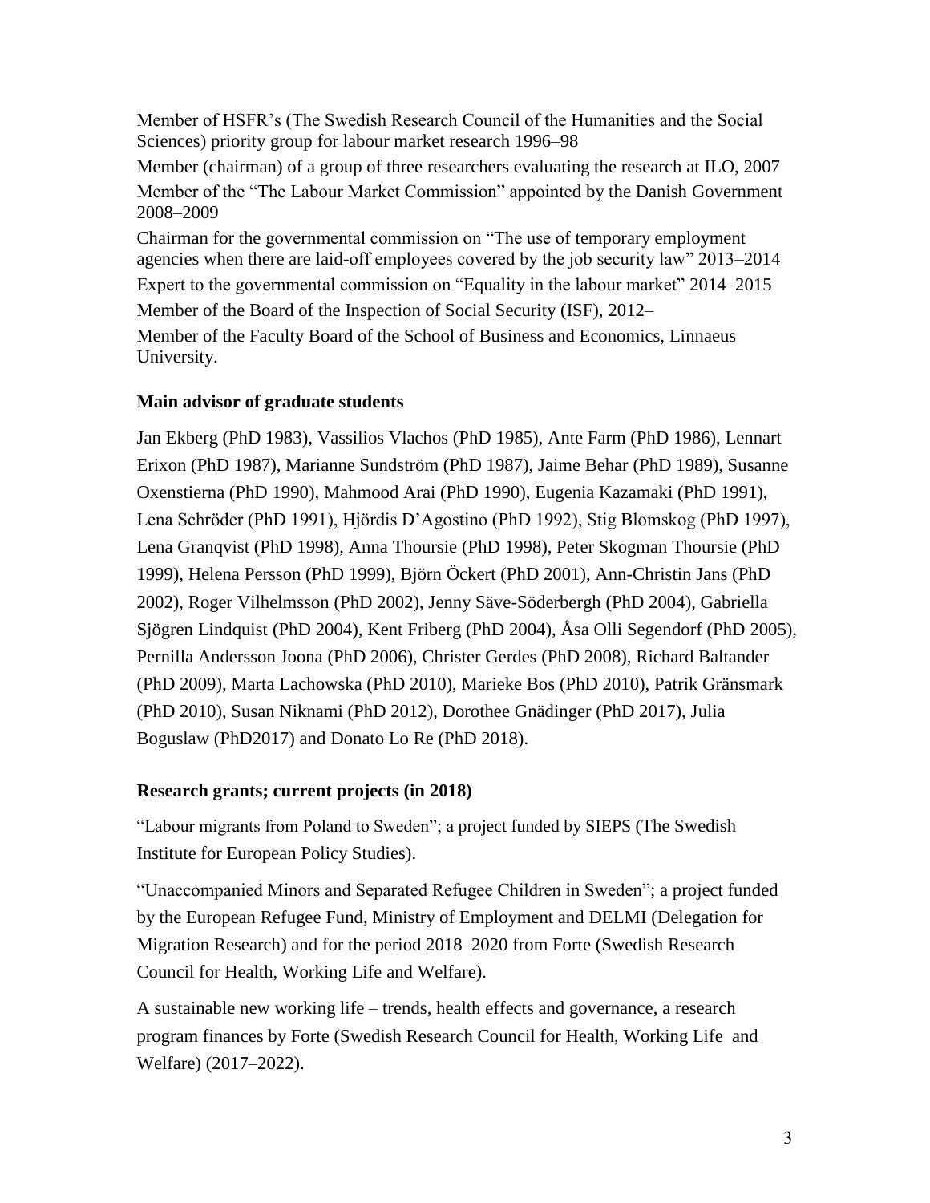Member of HSFR's (The Swedish Research Council of the Humanities and the Social Sciences) priority group for labour market research 1996–98

Member (chairman) of a group of three researchers evaluating the research at ILO, 2007

Member of the "The Labour Market Commission" appointed by the Danish Government 2008–2009

Chairman for the governmental commission on "The use of temporary employment agencies when there are laid-off employees covered by the job security law" 2013–2014

Expert to the governmental commission on "Equality in the labour market" 2014–2015

Member of the Board of the Inspection of Social Security (ISF), 2012–

Member of the Faculty Board of the School of Business and Economics, Linnaeus University.

### Main advisor of graduate students

Jan Ekberg (PhD 1983), Vassilios Vlachos (PhD 1985), Ante Farm (PhD 1986), Lennart Erixon (PhD 1987), Marianne Sundström (PhD 1987), Jaime Behar (PhD 1989), Susanne Oxenstierna (PhD 1990), Mahmood Arai (PhD 1990), Eugenia Kazamaki (PhD 1991), Lena Schröder (PhD 1991), Hjördis D'Agostino (PhD 1992), Stig Blomskog (PhD 1997), Lena Granqvist (PhD 1998), Anna Thoursie (PhD 1998), Peter Skogman Thoursie (PhD 1999), Helena Persson (PhD 1999), Björn Öckert (PhD 2001), Ann-Christin Jans (PhD 2002), Roger Vilhelmsson (PhD 2002), Jenny Säve-Söderbergh (PhD 2004), Gabriella Sjögren Lindquist (PhD 2004), Kent Friberg (PhD 2004), Åsa Olli Segendorf (PhD 2005), Pernilla Andersson Joona (PhD 2006), Christer Gerdes (PhD 2008), Richard Baltander (PhD 2009), Marta Lachowska (PhD 2010), Marieke Bos (PhD 2010), Patrik Gränsmark (PhD 2010), Susan Niknami (PhD 2012), Dorothee Gnädinger (PhD 2017), Julia Boguslaw (PhD2017) and Donato Lo Re (PhD 2018).

### Research grants; current projects (in 2018)

"Labour migrants from Poland to Sweden"; a project funded by SIEPS (The Swedish Institute for European Policy Studies).

"Unaccompanied Minors and Separated Refugee Children in Sweden"; a project funded by the European Refugee Fund, Ministry of Employment and DELMI (Delegation for Migration Research) and for the period 2018–2020 from Forte (Swedish Research Council for Health, Working Life and Welfare).

A sustainable new working life – trends, health effects and governance, a research program finances by Forte (Swedish Research Council for Health, Working Life and Welfare) (2017–2022).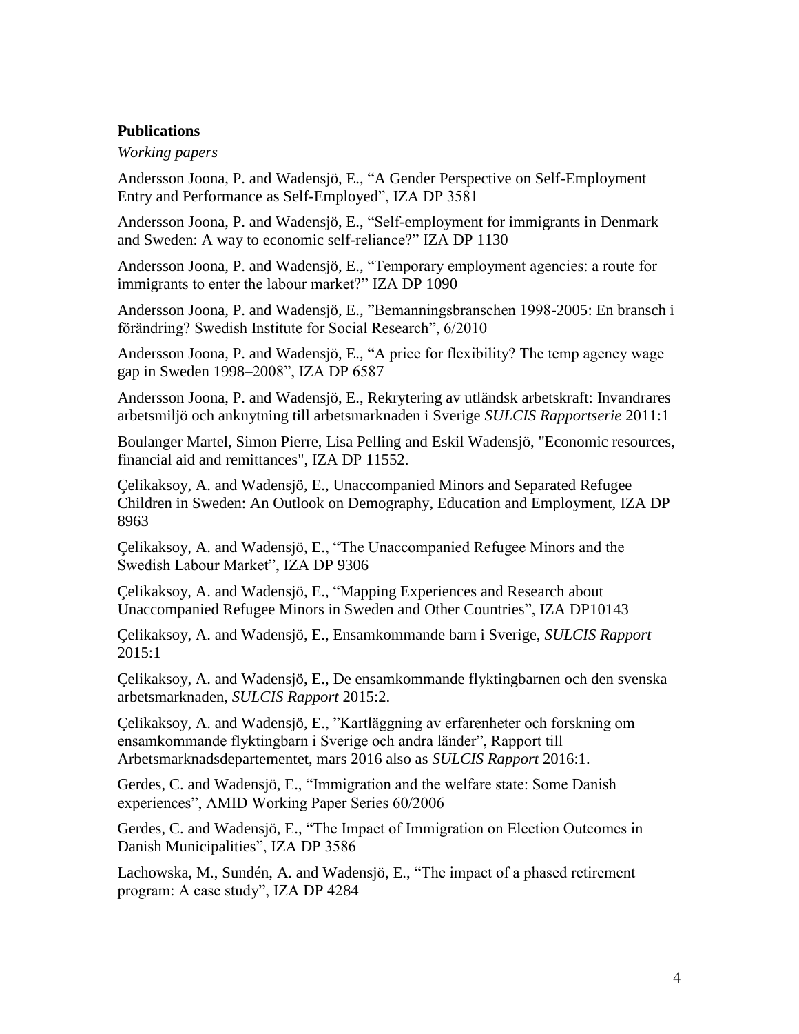**Publications**

*Working papers*

Andersson Joona, P. and Wadensjö, E., “A Gender Perspective on Self-Employment Entry and Performance as Self-Employed”, IZA DP 3581

Andersson Joona, P. and Wadensjö, E., “Self-employment for immigrants in Denmark and Sweden: A way to economic self-reliance?” IZA DP 1130

Andersson Joona, P. and Wadensjö, E., “Temporary employment agencies: a route for immigrants to enter the labour market?” IZA DP 1090

Andersson Joona, P. and Wadensjö, E., ”Bemanningsbranschen 1998-2005: En bransch i förändring? Swedish Institute for Social Research”, 6/2010

Andersson Joona, P. and Wadensjö, E., “A price for flexibility? The temp agency wage gap in Sweden 1998–2008”, IZA DP 6587

Andersson Joona, P. and Wadensjö, E., Rekrytering av utländsk arbetskraft: Invandrares arbetsmiljö och anknytning till arbetsmarknaden i Sverige *SULCIS Rapportserie* 2011:1

Boulanger Martel, Simon Pierre, Lisa Pelling and Eskil Wadensjö, "Economic resources, financial aid and remittances", IZA DP 11552.

Çelikaksoy, A. and Wadensjö, E., Unaccompanied Minors and Separated Refugee Children in Sweden: An Outlook on Demography, Education and Employment, IZA DP 8963

Çelikaksoy, A. and Wadensjö, E., “The Unaccompanied Refugee Minors and the Swedish Labour Market”, IZA DP 9306

Çelikaksoy, A. and Wadensjö, E., “Mapping Experiences and Research about Unaccompanied Refugee Minors in Sweden and Other Countries”, IZA DP10143

Çelikaksoy, A. and Wadensjö, E., Ensamkommande barn i Sverige, *SULCIS Rapport* 2015:1

Çelikaksoy, A. and Wadensjö, E., De ensamkommande flyktingbarnen och den svenska arbetsmarknaden, *SULCIS Rapport* 2015:2.

Çelikaksoy, A. and Wadensjö, E., ”Kartläggning av erfarenheter och forskning om ensamkommande flyktingbarn i Sverige och andra länder”, Rapport till Arbetsmarknadsdepartementet, mars 2016 also as *SULCIS Rapport* 2016:1.

Gerdes, C. and Wadensjö, E., “Immigration and the welfare state: Some Danish experiences”, AMID Working Paper Series 60/2006

Gerdes, C. and Wadensjö, E., “The Impact of Immigration on Election Outcomes in Danish Municipalities”, IZA DP 3586

Lachowska, M., Sundén, A. and Wadensjö, E., “The impact of a phased retirement program: A case study”, IZA DP 4284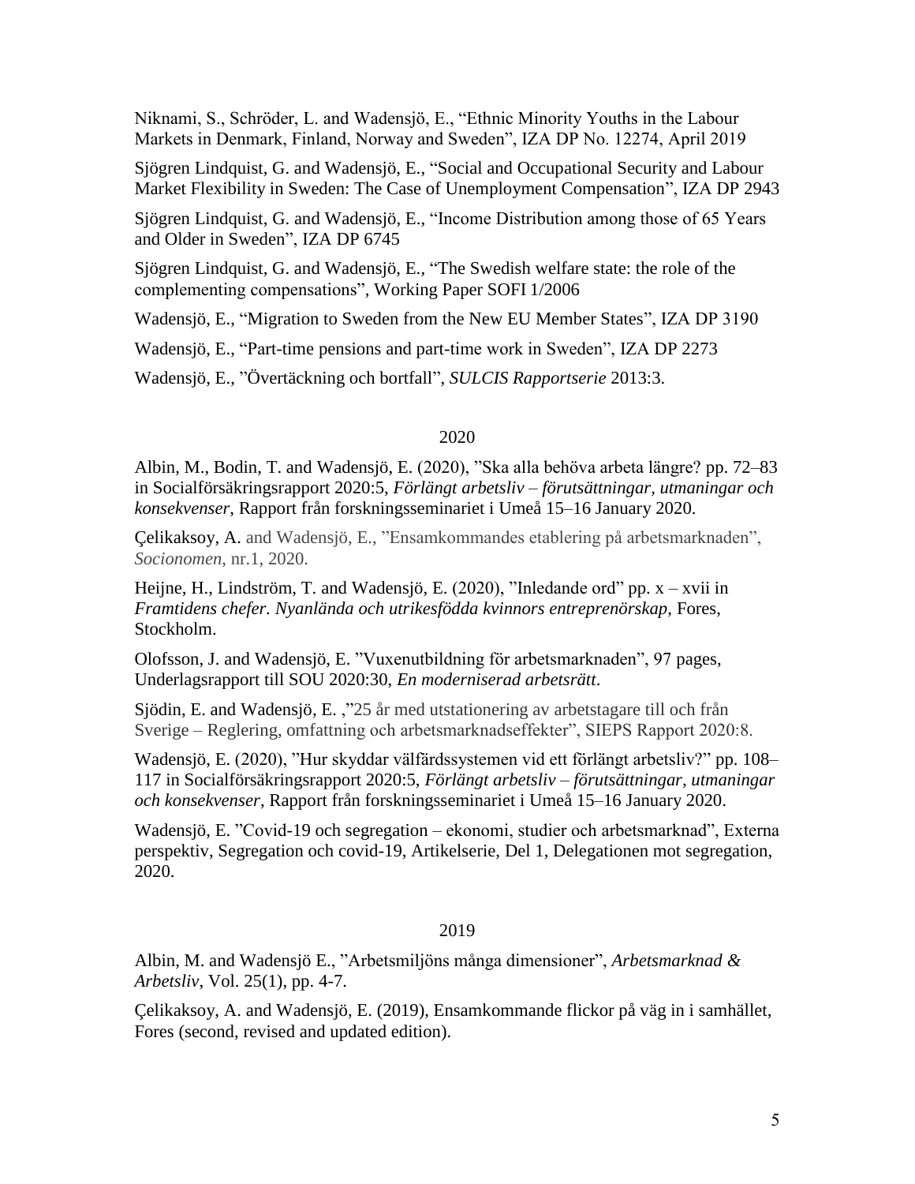Niknami, S., Schröder, L. and Wadensjö, E., “Ethnic Minority Youths in the Labour Markets in Denmark, Finland, Norway and Sweden”, IZA DP No. 12274, April 2019

Sjögren Lindquist, G. and Wadensjö, E., “Social and Occupational Security and Labour Market Flexibility in Sweden: The Case of Unemployment Compensation”, IZA DP 2943

Sjögren Lindquist, G. and Wadensjö, E., “Income Distribution among those of 65 Years and Older in Sweden”, IZA DP 6745

Sjögren Lindquist, G. and Wadensjö, E., “The Swedish welfare state: the role of the complementing compensations”, Working Paper SOFI 1/2006

Wadensjö, E., “Migration to Sweden from the New EU Member States”, IZA DP 3190

Wadensjö, E., “Part-time pensions and part-time work in Sweden”, IZA DP 2273

Wadensjö, E., ”Övertäckning och bortfall”, *SULCIS Rapportserie* 2013:3.

2020

Albin, M., Bodin, T. and Wadensjö, E. (2020), ”Ska alla behöva arbeta längre? pp. 72–83 in Socialförsäkringsrapport 2020:5, *Förlängt arbetsliv – förutsättningar, utmaningar och konsekvenser*, Rapport från forskningsseminariet i Umeå 15–16 January 2020.

Çelikaksoy, A. and Wadensjö, E., ”Ensamkommandes etablering på arbetsmarknaden”, *Socionomen*, nr.1, 2020.

Heijne, H., Lindström, T. and Wadensjö, E. (2020), ”Inledande ord” pp. x – xvii in *Framtidens chefer. Nyanlända och utrikesfödda kvinnors entreprenörskap*, Fores, Stockholm.

Olofsson, J. and Wadensjö, E. ”Vuxenutbildning för arbetsmarknaden”, 97 pages, Underlagsrapport till SOU 2020:30, *En moderniserad arbetsrätt*.

Sjödin, E. and Wadensjö, E. ,”25 år med utstationering av arbetstagare till och från Sverige – Reglering, omfattning och arbetsmarknadseffekter”, SIEPS Rapport 2020:8.

Wadensjö, E. (2020), ”Hur skyddar välfärdssystemen vid ett förlängt arbetsliv?” pp. 108–117 in Socialförsäkringsrapport 2020:5, *Förlängt arbetsliv – förutsättningar, utmaningar och konsekvenser*, Rapport från forskningsseminariet i Umeå 15–16 January 2020.

Wadensjö, E. ”Covid-19 och segregation – ekonomi, studier och arbetsmarknad”, Externa perspektiv, Segregation och covid-19, Artikelserie, Del 1, Delegationen mot segregation, 2020.

2019

Albin, M. and Wadensjö E., ”Arbetsmiljöns många dimensioner”, *Arbetsmarknad & Arbetsliv*, Vol. 25(1), pp. 4-7.

Çelikaksoy, A. and Wadensjö, E. (2019), Ensamkommande flickor på väg in i samhället, Fores (second, revised and updated edition).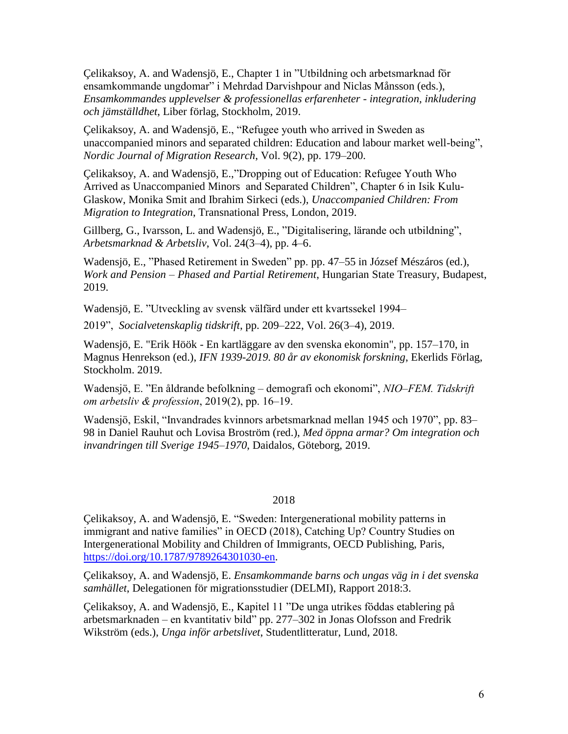Çelikaksoy, A. and Wadensjö, E., Chapter 1 in ”Utbildning och arbetsmarknad för ensamkommande ungdomar” i Mehrdad Darvishpour and Niclas Månsson (eds.), *Ensamkommandes upplevelser & professionellas erfarenheter - integration, inkludering och jämställdhet*, Liber förlag, Stockholm, 2019.

Çelikaksoy, A. and Wadensjö, E., “Refugee youth who arrived in Sweden as unaccompanied minors and separated children: Education and labour market well-being”, *Nordic Journal of Migration Research*, Vol. 9(2), pp. 179–200.

Çelikaksoy, A. and Wadensjö, E.,”Dropping out of Education: Refugee Youth Who Arrived as Unaccompanied Minors and Separated Children”, Chapter 6 in Isik Kulu-Glaskow, Monika Smit and Ibrahim Sirkeci (eds.), *Unaccompanied Children: From Migration to Integration*, Transnational Press, London, 2019.

Gillberg, G., Ivarsson, L. and Wadensjö, E., ”Digitalisering, lärande och utbildning”, *Arbetsmarknad & Arbetsliv*, Vol. 24(3–4), pp. 4–6.

Wadensjö, E., ”Phased Retirement in Sweden” pp. pp. 47–55 in József Mészáros (ed.), *Work and Pension – Phased and Partial Retirement*, Hungarian State Treasury, Budapest, 2019.

Wadensjö, E. ”Utveckling av svensk välfärd under ett kvartssekel 1994–2019”, *Socialvetenskaplig tidskrift*, pp. 209–222, Vol. 26(3–4), 2019.

Wadensjö, E. "Erik Höök - En kartläggare av den svenska ekonomin", pp. 157–170, in Magnus Henrekson (ed.), *IFN 1939-2019. 80 år av ekonomisk forskning*, Ekerlids Förlag, Stockholm. 2019.

Wadensjö, E. ”En åldrande befolkning – demografi och ekonomi”, *NIO–FEM. Tidskrift om arbetsliv & profession*, 2019(2), pp. 16–19.

Wadensjö, Eskil, “Invandrades kvinnors arbetsmarknad mellan 1945 och 1970”, pp. 83–98 in Daniel Rauhut och Lovisa Broström (red.), *Med öppna armar? Om integration och invandringen till Sverige 1945–1970*, Daidalos, Göteborg, 2019.

## 2018

Çelikaksoy, A. and Wadensjö, E. “Sweden: Intergenerational mobility patterns in immigrant and native families” in OECD (2018), Catching Up? Country Studies on Intergenerational Mobility and Children of Immigrants, OECD Publishing, Paris, https://doi.org/10.1787/9789264301030-en.

Çelikaksoy, A. and Wadensjö, E. *Ensamkommande barns och ungas väg in i det svenska samhället*, Delegationen för migrationsstudier (DELMI), Rapport 2018:3.

Çelikaksoy, A. and Wadensjö, E., Kapitel 11 ”De unga utrikes föddas etablering på arbetsmarknaden – en kvantitativ bild” pp. 277–302 in Jonas Olofsson and Fredrik Wikström (eds.), *Unga inför arbetslivet*, Studentlitteratur, Lund, 2018.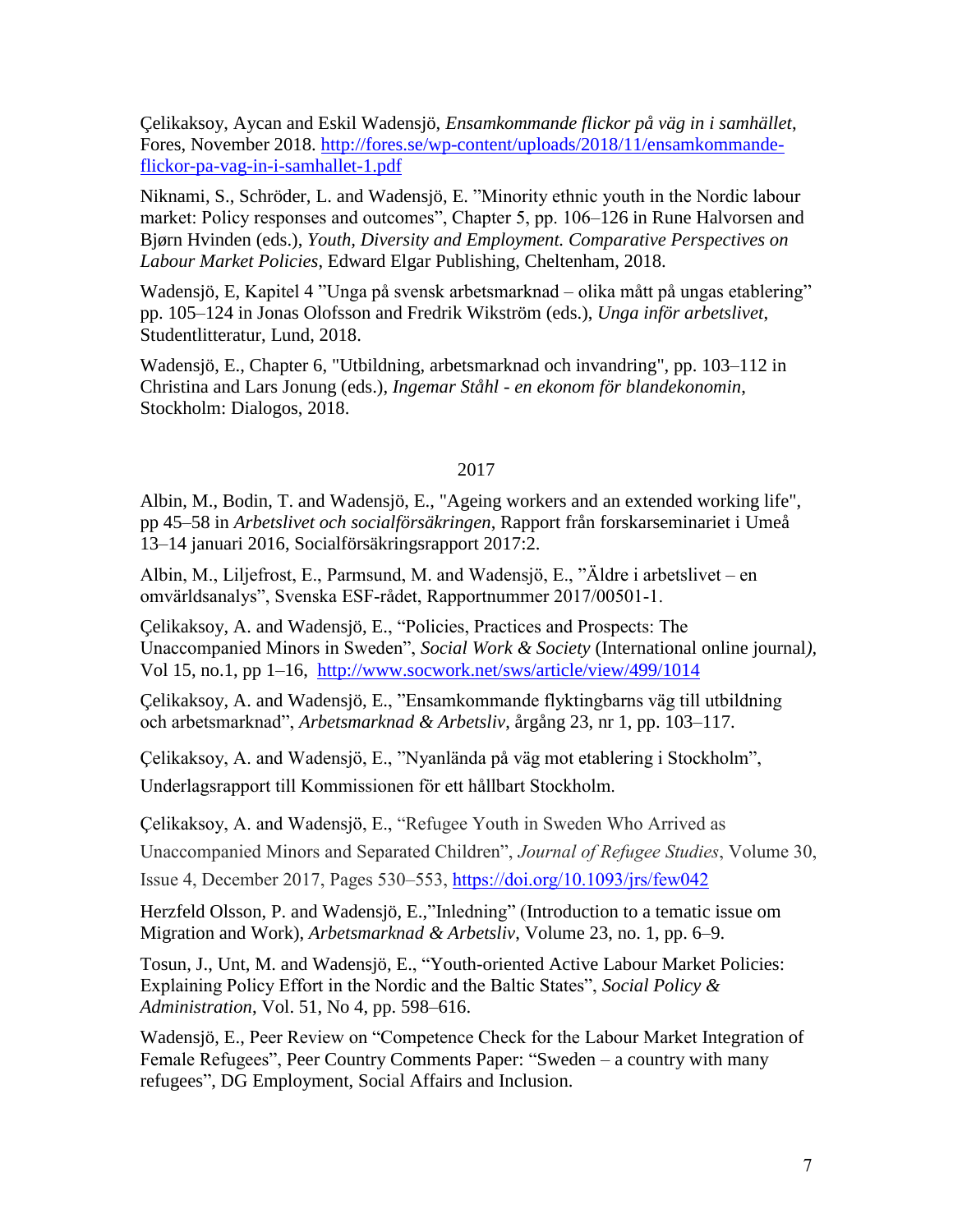Çelikaksoy, Aycan and Eskil Wadensjö, *Ensamkommande flickor på väg in i samhället*, Fores, November 2018. http://fores.se/wp-content/uploads/2018/11/ensamkommande-flickor-pa-vag-in-i-samhallet-1.pdf

Niknami, S., Schröder, L. and Wadensjö, E. "Minority ethnic youth in the Nordic labour market: Policy responses and outcomes", Chapter 5, pp. 106–126 in Rune Halvorsen and Bjørn Hvinden (eds.), *Youth, Diversity and Employment. Comparative Perspectives on Labour Market Policies*, Edward Elgar Publishing, Cheltenham, 2018.

Wadensjö, E, Kapitel 4 "Unga på svensk arbetsmarknad – olika mått på ungas etablering" pp. 105–124 in Jonas Olofsson and Fredrik Wikström (eds.), *Unga inför arbetslivet*, Studentlitteratur, Lund, 2018.

Wadensjö, E., Chapter 6, "Utbildning, arbetsmarknad och invandring", pp. 103–112 in Christina and Lars Jonung (eds.), *Ingemar Ståhl - en ekonom för blandekonomin*, Stockholm: Dialogos, 2018.

## 2017

Albin, M., Bodin, T. and Wadensjö, E., "Ageing workers and an extended working life", pp 45–58 in *Arbetslivet och socialförsäkringen*, Rapport från forskarseminariet i Umeå 13–14 januari 2016, Socialförsäkringsrapport 2017:2.

Albin, M., Liljefrost, E., Parmsund, M. and Wadensjö, E., "Äldre i arbetslivet – en omvärldsanalys", Svenska ESF-rådet, Rapportnummer 2017/00501-1.

Çelikaksoy, A. and Wadensjö, E., "Policies, Practices and Prospects: The Unaccompanied Minors in Sweden", *Social Work & Society* (International online journal), Vol 15, no.1, pp 1–16, http://www.socwork.net/sws/article/view/499/1014

Çelikaksoy, A. and Wadensjö, E., "Ensamkommande flyktingbarns väg till utbildning och arbetsmarknad", *Arbetsmarknad & Arbetsliv*, årgång 23, nr 1, pp. 103–117.

Çelikaksoy, A. and Wadensjö, E., "Nyanlända på väg mot etablering i Stockholm", Underlagsrapport till Kommissionen för ett hållbart Stockholm.

Çelikaksoy, A. and Wadensjö, E., "Refugee Youth in Sweden Who Arrived as Unaccompanied Minors and Separated Children", *Journal of Refugee Studies*, Volume 30, Issue 4, December 2017, Pages 530–553, https://doi.org/10.1093/jrs/few042

Herzfeld Olsson, P. and Wadensjö, E.,"Inledning" (Introduction to a tematic issue om Migration and Work), *Arbetsmarknad & Arbetsliv*, Volume 23, no. 1, pp. 6–9.

Tosun, J., Unt, M. and Wadensjö, E., "Youth-oriented Active Labour Market Policies: Explaining Policy Effort in the Nordic and the Baltic States", *Social Policy & Administration*, Vol. 51, No 4, pp. 598–616.

Wadensjö, E., Peer Review on "Competence Check for the Labour Market Integration of Female Refugees", Peer Country Comments Paper: "Sweden – a country with many refugees", DG Employment, Social Affairs and Inclusion.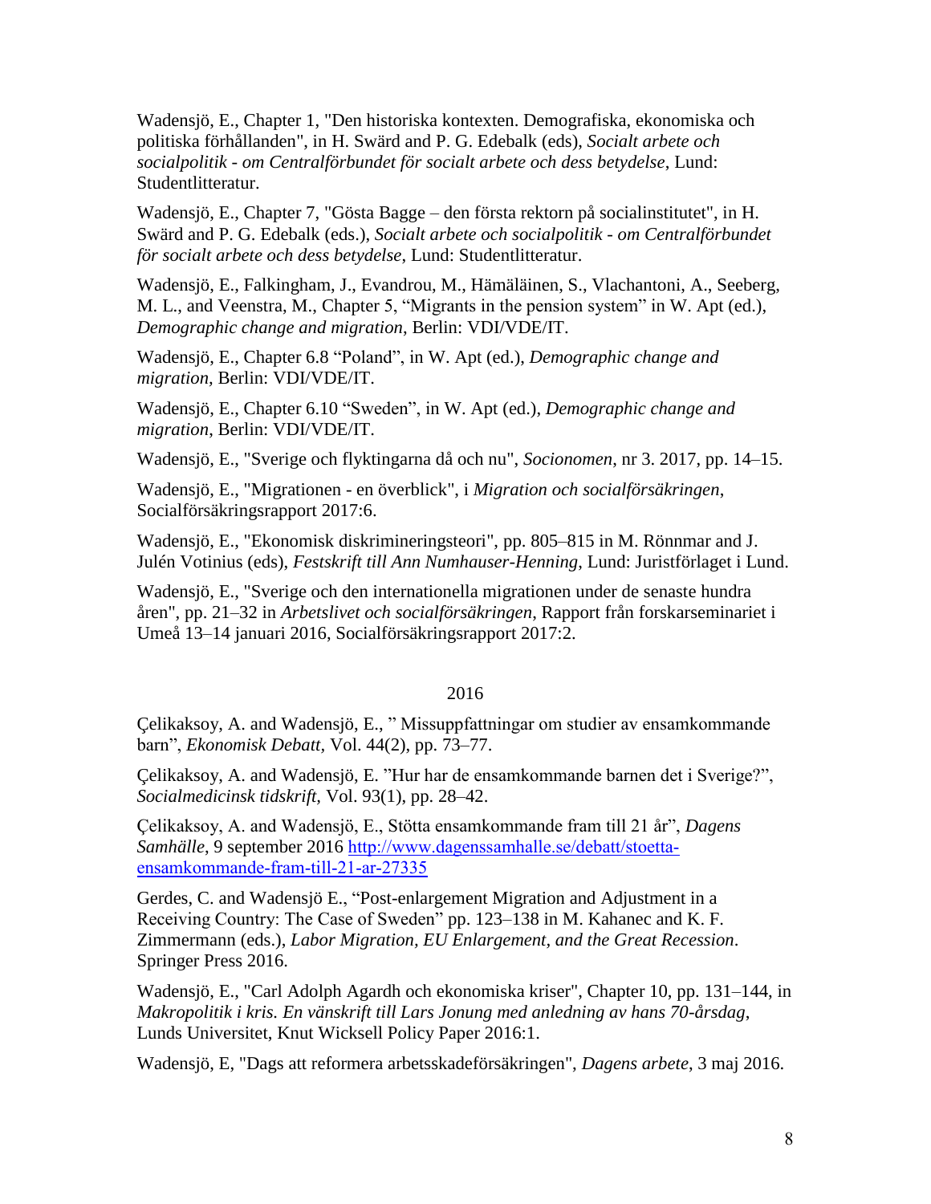Wadensjö, E., Chapter 1, "Den historiska kontexten. Demografiska, ekonomiska och politiska förhållanden", in H. Swärd and P. G. Edebalk (eds), *Socialt arbete och socialpolitik - om Centralförbundet för socialt arbete och dess betydelse*, Lund: Studentlitteratur.

Wadensjö, E., Chapter 7, "Gösta Bagge – den första rektorn på socialinstitutet", in H. Swärd and P. G. Edebalk (eds.), *Socialt arbete och socialpolitik - om Centralförbundet för socialt arbete och dess betydelse*, Lund: Studentlitteratur.

Wadensjö, E., Falkingham, J., Evandrou, M., Hämäläinen, S., Vlachantoni, A., Seeberg, M. L., and Veenstra, M., Chapter 5, "Migrants in the pension system" in W. Apt (ed.), *Demographic change and migration*, Berlin: VDI/VDE/IT.

Wadensjö, E., Chapter 6.8 "Poland", in W. Apt (ed.), *Demographic change and migration*, Berlin: VDI/VDE/IT.

Wadensjö, E., Chapter 6.10 "Sweden", in W. Apt (ed.), *Demographic change and migration*, Berlin: VDI/VDE/IT.

Wadensjö, E., "Sverige och flyktingarna då och nu", *Socionomen*, nr 3. 2017, pp. 14–15.

Wadensjö, E., "Migrationen - en överblick", i *Migration och socialförsäkringen*, Socialförsäkringsrapport 2017:6.

Wadensjö, E., "Ekonomisk diskrimineringsteori", pp. 805–815 in M. Rönnmar and J. Julén Votinius (eds), *Festskrift till Ann Numhauser-Henning*, Lund: Juristförlaget i Lund.

Wadensjö, E., "Sverige och den internationella migrationen under de senaste hundra åren", pp. 21–32 in *Arbetslivet och socialförsäkringen*, Rapport från forskarseminariet i Umeå 13–14 januari 2016, Socialförsäkringsrapport 2017:2.

2016

Çelikaksoy, A. and Wadensjö, E., " Missuppfattningar om studier av ensamkommande barn", *Ekonomisk Debatt*, Vol. 44(2), pp. 73–77.

Çelikaksoy, A. and Wadensjö, E. "Hur har de ensamkommande barnen det i Sverige?", *Socialmedicinsk tidskrift*, Vol. 93(1), pp. 28–42.

Çelikaksoy, A. and Wadensjö, E., Stötta ensamkommande fram till 21 år", *Dagens Samhälle*, 9 september 2016 http://www.dagenssamhalle.se/debatt/stoetta-ensamkommande-fram-till-21-ar-27335

Gerdes, C. and Wadensjö E., "Post-enlargement Migration and Adjustment in a Receiving Country: The Case of Sweden" pp. 123–138 in M. Kahanec and K. F. Zimmermann (eds.), *Labor Migration, EU Enlargement, and the Great Recession*. Springer Press 2016.

Wadensjö, E., "Carl Adolph Agardh och ekonomiska kriser", Chapter 10, pp. 131–144, in *Makropolitik i kris. En vänskrift till Lars Jonung med anledning av hans 70-årsdag*, Lunds Universitet, Knut Wicksell Policy Paper 2016:1.

Wadensjö, E, "Dags att reformera arbetsskadeförsäkringen", *Dagens arbete*, 3 maj 2016.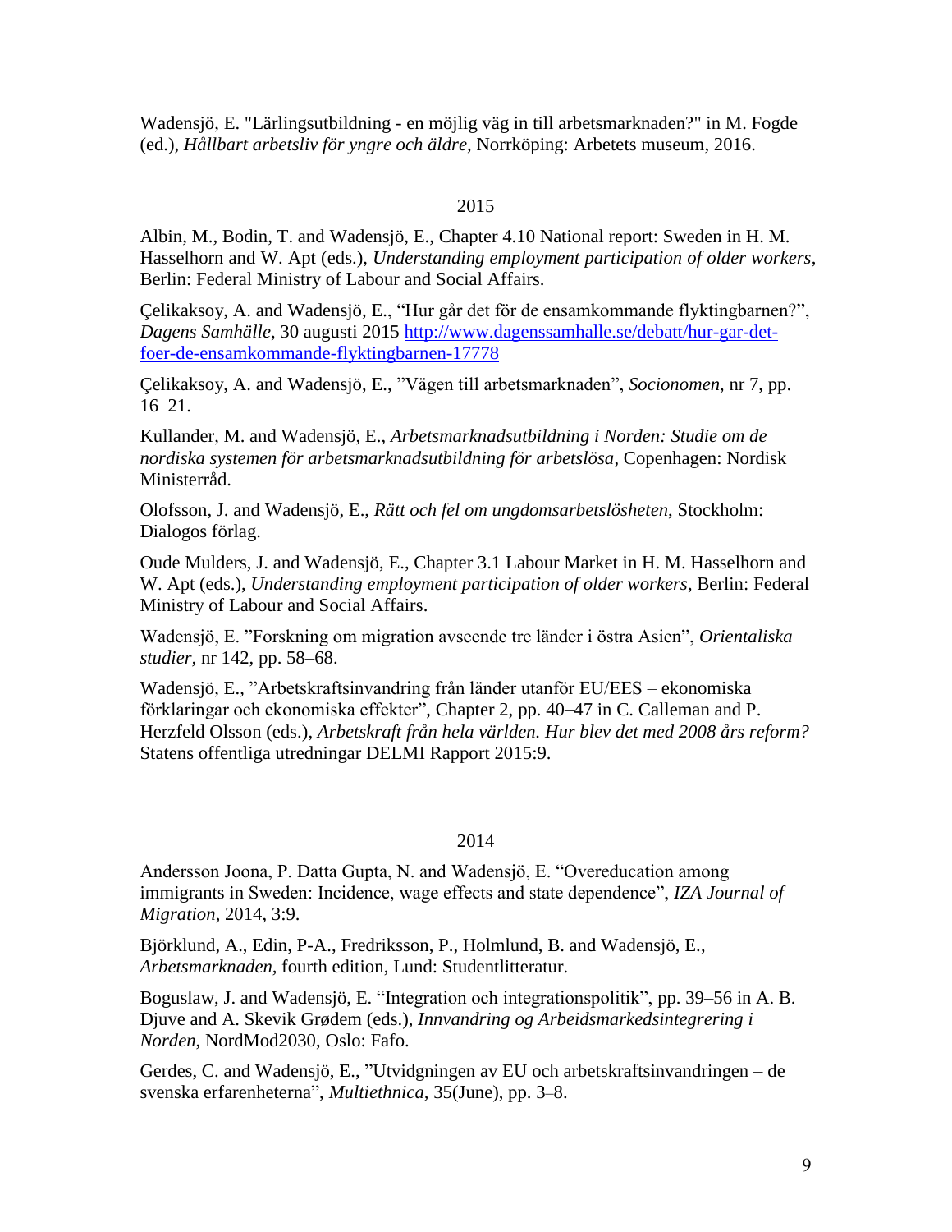Wadensjö, E. "Lärlingsutbildning - en möjlig väg in till arbetsmarknaden?" in M. Fogde (ed.), *Hållbart arbetsliv för yngre och äldre*, Norrköping: Arbetets museum, 2016.

2015

Albin, M., Bodin, T. and Wadensjö, E., Chapter 4.10 National report: Sweden in H. M. Hasselhorn and W. Apt (eds.), *Understanding employment participation of older workers*, Berlin: Federal Ministry of Labour and Social Affairs.

Çelikaksoy, A. and Wadensjö, E., "Hur går det för de ensamkommande flyktingbarnen?", *Dagens Samhälle*, 30 augusti 2015 [http://www.dagenssamhalle.se/debatt/hur-gar-det-foer-de-ensamkommande-flyktingbarnen-17778](http://www.dagenssamhalle.se/debatt/hur-gar-det-foer-de-ensamkommande-flyktingbarnen-17778)

Çelikaksoy, A. and Wadensjö, E., "Vägen till arbetsmarknaden", *Socionomen*, nr 7, pp. 16–21.

Kullander, M. and Wadensjö, E., *Arbetsmarknadsutbildning i Norden: Studie om de nordiska systemen för arbetsmarknadsutbildning för arbetslösa*, Copenhagen: Nordisk Ministerråd.

Olofsson, J. and Wadensjö, E., *Rätt och fel om ungdomsarbetslösheten*, Stockholm: Dialogos förlag.

Oude Mulders, J. and Wadensjö, E., Chapter 3.1 Labour Market in H. M. Hasselhorn and W. Apt (eds.), *Understanding employment participation of older workers*, Berlin: Federal Ministry of Labour and Social Affairs.

Wadensjö, E. "Forskning om migration avseende tre länder i östra Asien", *Orientaliska studier*, nr 142, pp. 58–68.

Wadensjö, E., "Arbetskraftsinvandring från länder utanför EU/EES – ekonomiska förklaringar och ekonomiska effekter", Chapter 2, pp. 40–47 in C. Calleman and P. Herzfeld Olsson (eds.), *Arbetskraft från hela världen. Hur blev det med 2008 års reform?* Statens offentliga utredningar DELMI Rapport 2015:9.

2014

Andersson Joona, P. Datta Gupta, N. and Wadensjö, E. "Overeducation among immigrants in Sweden: Incidence, wage effects and state dependence", *IZA Journal of Migration*, 2014, 3:9.

Björklund, A., Edin, P-A., Fredriksson, P., Holmlund, B. and Wadensjö, E., *Arbetsmarknaden*, fourth edition, Lund: Studentlitteratur.

Boguslaw, J. and Wadensjö, E. "Integration och integrationspolitik", pp. 39–56 in A. B. Djuve and A. Skevik Grødem (eds.), *Innvandring og Arbeidsmarkedsintegrering i Norden*, NordMod2030, Oslo: Fafo.

Gerdes, C. and Wadensjö, E., "Utvidgningen av EU och arbetskraftsinvandringen – de svenska erfarenheterna", *Multiethnica*, 35(June), pp. 3–8.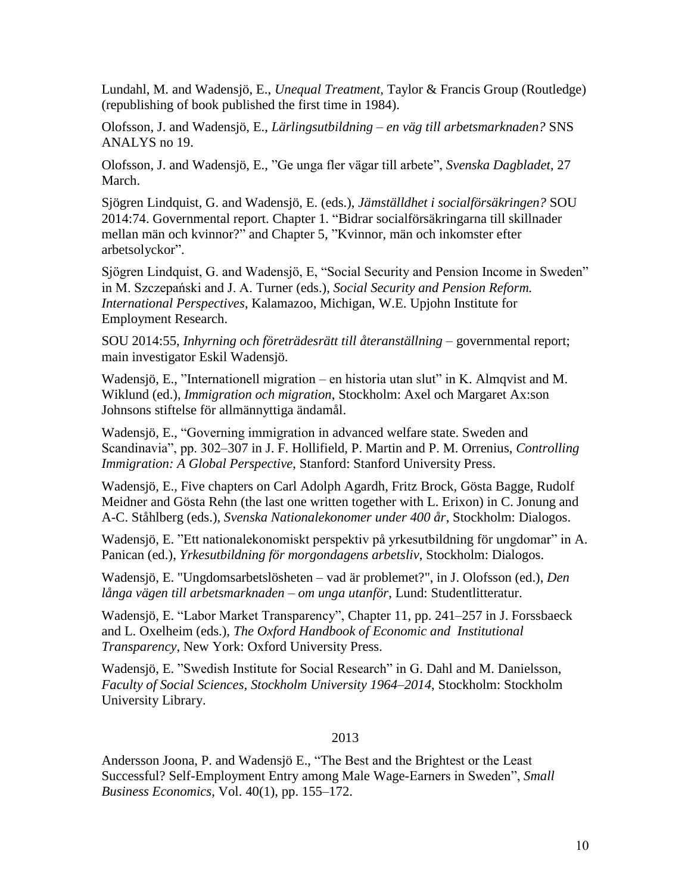Lundahl, M. and Wadensjö, E., *Unequal Treatment*, Taylor & Francis Group (Routledge) (republishing of book published the first time in 1984).

Olofsson, J. and Wadensjö, E., *Lärlingsutbildning – en väg till arbetsmarknaden?* SNS ANALYS no 19.

Olofsson, J. and Wadensjö, E., ”Ge unga fler vägar till arbete”, *Svenska Dagbladet*, 27 March.

Sjögren Lindquist, G. and Wadensjö, E. (eds.), *Jämställdhet i socialförsäkringen?* SOU 2014:74. Governmental report. Chapter 1. "Bidrar socialförsäkringarna till skillnader mellan män och kvinnor?" and Chapter 5, ”Kvinnor, män och inkomster efter arbetsolyckor".

Sjögren Lindquist, G. and Wadensjö, E, "Social Security and Pension Income in Sweden" in M. Szczepański and J. A. Turner (eds.), *Social Security and Pension Reform. International Perspectives*, Kalamazoo, Michigan, W.E. Upjohn Institute for Employment Research.

SOU 2014:55, *Inhyrning och företrädesrätt till återanställning* – governmental report; main investigator Eskil Wadensjö.

Wadensjö, E., ”Internationell migration – en historia utan slut" in K. Almqvist and M. Wiklund (ed.), *Immigration och migration*, Stockholm: Axel och Margaret Ax:son Johnsons stiftelse för allmännyttiga ändamål.

Wadensjö, E., "Governing immigration in advanced welfare state. Sweden and Scandinavia", pp. 302–307 in J. F. Hollifield, P. Martin and P. M. Orrenius, *Controlling Immigration: A Global Perspective*, Stanford: Stanford University Press.

Wadensjö, E., Five chapters on Carl Adolph Agardh, Fritz Brock, Gösta Bagge, Rudolf Meidner and Gösta Rehn (the last one written together with L. Erixon) in C. Jonung and A-C. Ståhlberg (eds.), *Svenska Nationalekonomer under 400 år*, Stockholm: Dialogos.

Wadensjö, E. ”Ett nationalekonomiskt perspektiv på yrkesutbildning för ungdomar" in A. Panican (ed.), *Yrkesutbildning för morgondagens arbetsliv*, Stockholm: Dialogos.

Wadensjö, E. "Ungdomsarbetslösheten – vad är problemet?", in J. Olofsson (ed.), *Den långa vägen till arbetsmarknaden – om unga utanför*, Lund: Studentlitteratur.

Wadensjö, E. "Labor Market Transparency", Chapter 11, pp. 241–257 in J. Forssbaeck and L. Oxelheim (eds.), *The Oxford Handbook of Economic and Institutional Transparency*, New York: Oxford University Press.

Wadensjö, E. ”Swedish Institute for Social Research" in G. Dahl and M. Danielsson, *Faculty of Social Sciences, Stockholm University 1964–2014*, Stockholm: Stockholm University Library.

2013

Andersson Joona, P. and Wadensjö E., "The Best and the Brightest or the Least Successful? Self-Employment Entry among Male Wage-Earners in Sweden", *Small Business Economics*, Vol. 40(1), pp. 155–172.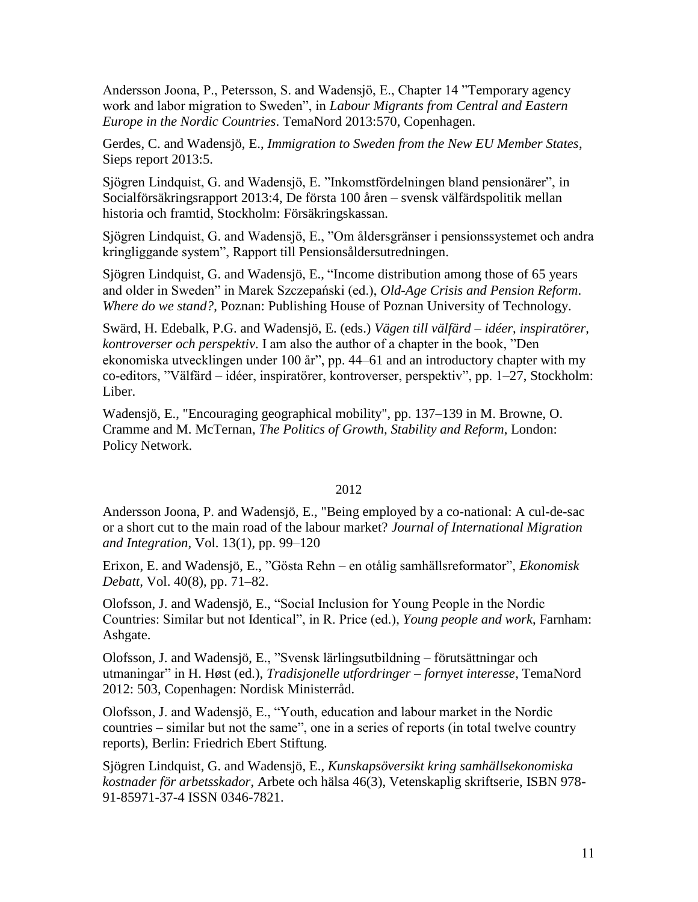Andersson Joona, P., Petersson, S. and Wadensjö, E., Chapter 14 ”Temporary agency work and labor migration to Sweden”, in *Labour Migrants from Central and Eastern Europe in the Nordic Countries*. TemaNord 2013:570, Copenhagen.

Gerdes, C. and Wadensjö, E., *Immigration to Sweden from the New EU Member States*, Sieps report 2013:5.

Sjögren Lindquist, G. and Wadensjö, E. ”Inkomstfördelningen bland pensionärer”, in Socialförsäkringsrapport 2013:4, De första 100 åren – svensk välfärdspolitik mellan historia och framtid, Stockholm: Försäkringskassan.

Sjögren Lindquist, G. and Wadensjö, E., ”Om åldersgränser i pensionssystemet och andra kringliggande system”, Rapport till Pensionsåldersutredningen.

Sjögren Lindquist, G. and Wadensjö, E., “Income distribution among those of 65 years and older in Sweden” in Marek Szczepański (ed.), *Old-Age Crisis and Pension Reform. Where do we stand?*, Poznan: Publishing House of Poznan University of Technology.

Swärd, H. Edebalk, P.G. and Wadensjö, E. (eds.) *Vägen till välfärd – idéer, inspiratörer, kontroverser och perspektiv*. I am also the author of a chapter in the book, ”Den ekonomiska utvecklingen under 100 år”, pp. 44–61 and an introductory chapter with my co-editors, ”Välfärd – idéer, inspiratörer, kontroverser, perspektiv”, pp. 1–27, Stockholm: Liber.

Wadensjö, E., "Encouraging geographical mobility", pp. 137–139 in M. Browne, O. Cramme and M. McTernan, *The Politics of Growth, Stability and Reform*, London: Policy Network.

2012

Andersson Joona, P. and Wadensjö, E., "Being employed by a co-national: A cul-de-sac or a short cut to the main road of the labour market? *Journal of International Migration and Integration*, Vol. 13(1), pp. 99–120

Erixon, E. and Wadensjö, E., ”Gösta Rehn – en otålig samhällsreformator”, *Ekonomisk Debatt*, Vol. 40(8), pp. 71–82.

Olofsson, J. and Wadensjö, E., “Social Inclusion for Young People in the Nordic Countries: Similar but not Identical”, in R. Price (ed.), *Young people and work,* Farnham: Ashgate.

Olofsson, J. and Wadensjö, E., ”Svensk lärlingsutbildning – förutsättningar och utmaningar” in H. Høst (ed.), *Tradisjonelle utfordringer – fornyet interesse*, TemaNord 2012: 503, Copenhagen: Nordisk Ministerråd.

Olofsson, J. and Wadensjö, E., “Youth, education and labour market in the Nordic countries – similar but not the same”, one in a series of reports (in total twelve country reports), Berlin: Friedrich Ebert Stiftung.

Sjögren Lindquist, G. and Wadensjö, E., *Kunskapsöversikt kring samhällsekonomiska kostnader för arbetsskador*, Arbete och hälsa 46(3), Vetenskaplig skriftserie, ISBN 978-91-85971-37-4 ISSN 0346-7821.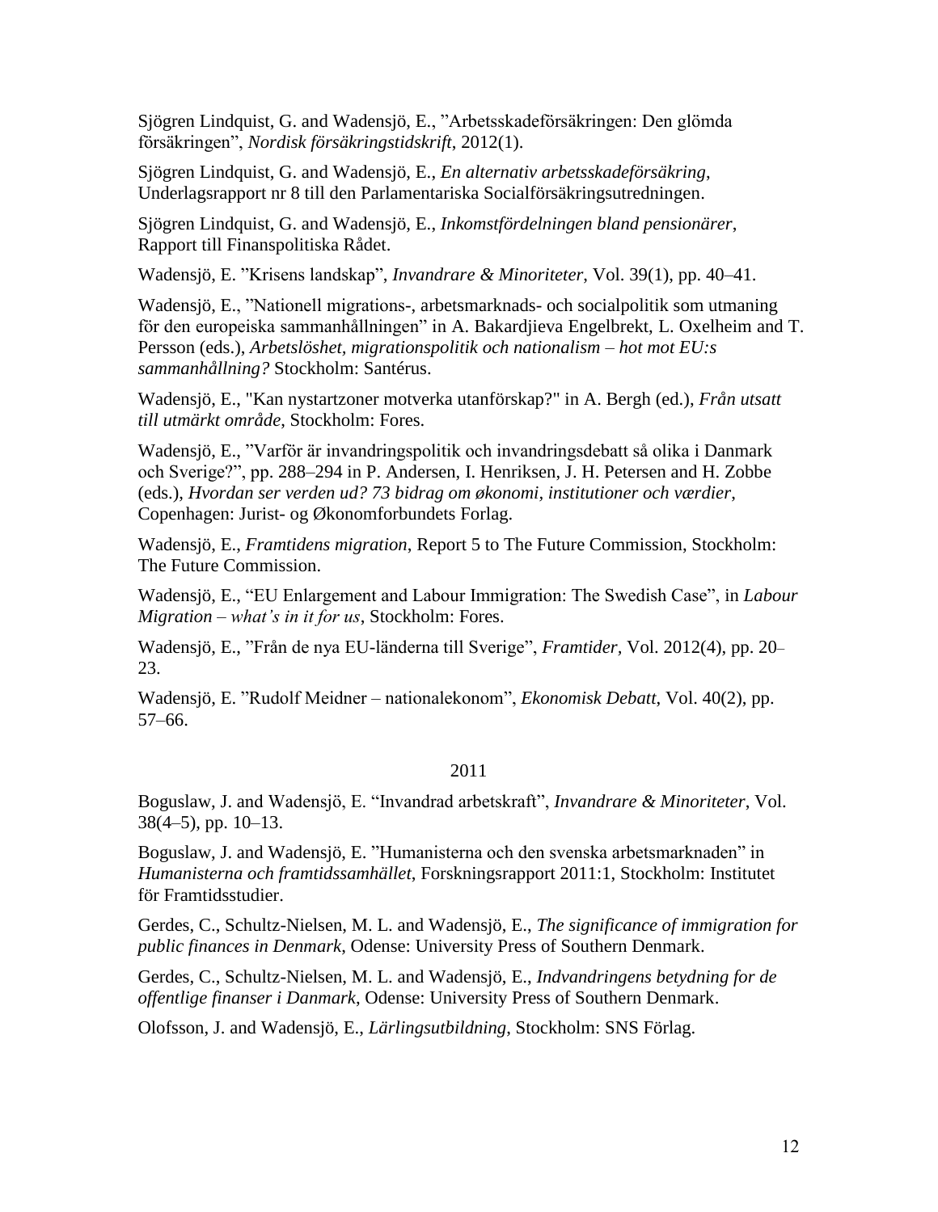Sjögren Lindquist, G. and Wadensjö, E., ”Arbetsskadeförsäkringen: Den glömda försäkringen”, *Nordisk försäkringstidskrift*, 2012(1).

Sjögren Lindquist, G. and Wadensjö, E., *En alternativ arbetsskadeförsäkring*, Underlagsrapport nr 8 till den Parlamentariska Socialförsäkringsutredningen.

Sjögren Lindquist, G. and Wadensjö, E., *Inkomstfördelningen bland pensionärer*, Rapport till Finanspolitiska Rådet.

Wadensjö, E. ”Krisens landskap”, *Invandrare & Minoriteter*, Vol. 39(1), pp. 40–41.

Wadensjö, E., ”Nationell migrations-, arbetsmarknads- och socialpolitik som utmaning för den europeiska sammanhållningen” in A. Bakardjieva Engelbrekt, L. Oxelheim and T. Persson (eds.), *Arbetslöshet, migrationspolitik och nationalism – hot mot EU:s sammanhållning?* Stockholm: Santérus.

Wadensjö, E., "Kan nystartzoner motverka utanförskap?" in A. Bergh (ed.), *Från utsatt till utmärkt område*, Stockholm: Fores.

Wadensjö, E., ”Varför är invandringspolitik och invandringsdebatt så olika i Danmark och Sverige?”, pp. 288–294 in P. Andersen, I. Henriksen, J. H. Petersen and H. Zobbe (eds.), *Hvordan ser verden ud? 73 bidrag om økonomi, institutioner och værdier*, Copenhagen: Jurist- og Økonomforbundets Forlag.

Wadensjö, E., *Framtidens migration*, Report 5 to The Future Commission, Stockholm: The Future Commission.

Wadensjö, E., “EU Enlargement and Labour Immigration: The Swedish Case”, in *Labour Migration – what's in it for us*, Stockholm: Fores.

Wadensjö, E., ”Från de nya EU-länderna till Sverige”, *Framtider*, Vol. 2012(4), pp. 20–23.

Wadensjö, E. ”Rudolf Meidner – nationalekonom”, *Ekonomisk Debatt*, Vol. 40(2), pp. 57–66.

2011

Boguslaw, J. and Wadensjö, E. “Invandrad arbetskraft”, *Invandrare & Minoriteter*, Vol. 38(4–5), pp. 10–13.

Boguslaw, J. and Wadensjö, E. ”Humanisterna och den svenska arbetsmarknaden” in *Humanisterna och framtidssamhället*, Forskningsrapport 2011:1, Stockholm: Institutet för Framtidsstudier.

Gerdes, C., Schultz-Nielsen, M. L. and Wadensjö, E., *The significance of immigration for public finances in Denmark*, Odense: University Press of Southern Denmark.

Gerdes, C., Schultz-Nielsen, M. L. and Wadensjö, E., *Indvandringens betydning for de offentlige finanser i Danmark*, Odense: University Press of Southern Denmark.

Olofsson, J. and Wadensjö, E., *Lärlingsutbildning*, Stockholm: SNS Förlag.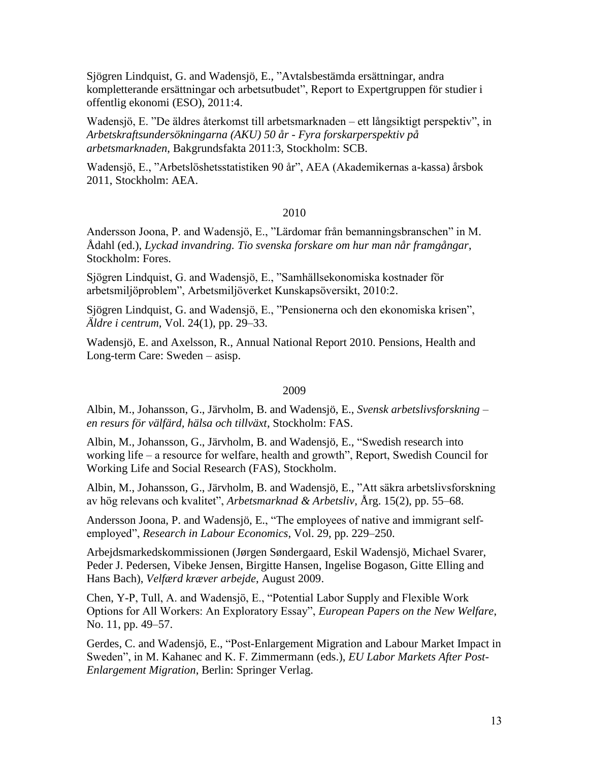Sjögren Lindquist, G. and Wadensjö, E., ”Avtalsbestämda ersättningar, andra kompletterande ersättningar och arbetsutbudet”, Report to Expertgruppen för studier i offentlig ekonomi (ESO), 2011:4.

Wadensjö, E. ”De äldres återkomst till arbetsmarknaden – ett långsiktigt perspektiv”, in *Arbetskraftsundersökningarna (AKU) 50 år - Fyra forskarperspektiv på arbetsmarknaden*, Bakgrundsfakta 2011:3, Stockholm: SCB.

Wadensjö, E., ”Arbetslöshetsstatistiken 90 år”, AEA (Akademikernas a-kassa) årsbok 2011, Stockholm: AEA.

2010

Andersson Joona, P. and Wadensjö, E., ”Lärdomar från bemanningsbranschen” in M. Ådahl (ed.), *Lyckad invandring. Tio svenska forskare om hur man når framgångar*, Stockholm: Fores.

Sjögren Lindquist, G. and Wadensjö, E., ”Samhällsekonomiska kostnader för arbetsmiljöproblem”, Arbetsmiljöverket Kunskapsöversikt, 2010:2.

Sjögren Lindquist, G. and Wadensjö, E., ”Pensionerna och den ekonomiska krisen”, *Äldre i centrum*, Vol. 24(1), pp. 29–33.

Wadensjö, E. and Axelsson, R., Annual National Report 2010. Pensions, Health and Long-term Care: Sweden – asisp.

2009

Albin, M., Johansson, G., Järvholm, B. and Wadensjö, E., *Svensk arbetslivsforskning – en resurs för välfärd, hälsa och tillväxt*, Stockholm: FAS.

Albin, M., Johansson, G., Järvholm, B. and Wadensjö, E., “Swedish research into working life – a resource for welfare, health and growth”, Report, Swedish Council for Working Life and Social Research (FAS), Stockholm.

Albin, M., Johansson, G., Järvholm, B. and Wadensjö, E., ”Att säkra arbetslivsforskning av hög relevans och kvalitet”, *Arbetsmarknad & Arbetsliv*, Årg. 15(2), pp. 55–68.

Andersson Joona, P. and Wadensjö, E., “The employees of native and immigrant self-employed”, *Research in Labour Economics*, Vol. 29, pp. 229–250.

Arbejdsmarkedskommissionen (Jørgen Søndergaard, Eskil Wadensjö, Michael Svarer, Peder J. Pedersen, Vibeke Jensen, Birgitte Hansen, Ingelise Bogason, Gitte Elling and Hans Bach), *Velfærd kræver arbejde*, August 2009.

Chen, Y-P, Tull, A. and Wadensjö, E., “Potential Labor Supply and Flexible Work Options for All Workers: An Exploratory Essay”, *European Papers on the New Welfare*, No. 11, pp. 49–57.

Gerdes, C. and Wadensjö, E., “Post-Enlargement Migration and Labour Market Impact in Sweden”, in M. Kahanec and K. F. Zimmermann (eds.), *EU Labor Markets After Post-Enlargement Migration*, Berlin: Springer Verlag.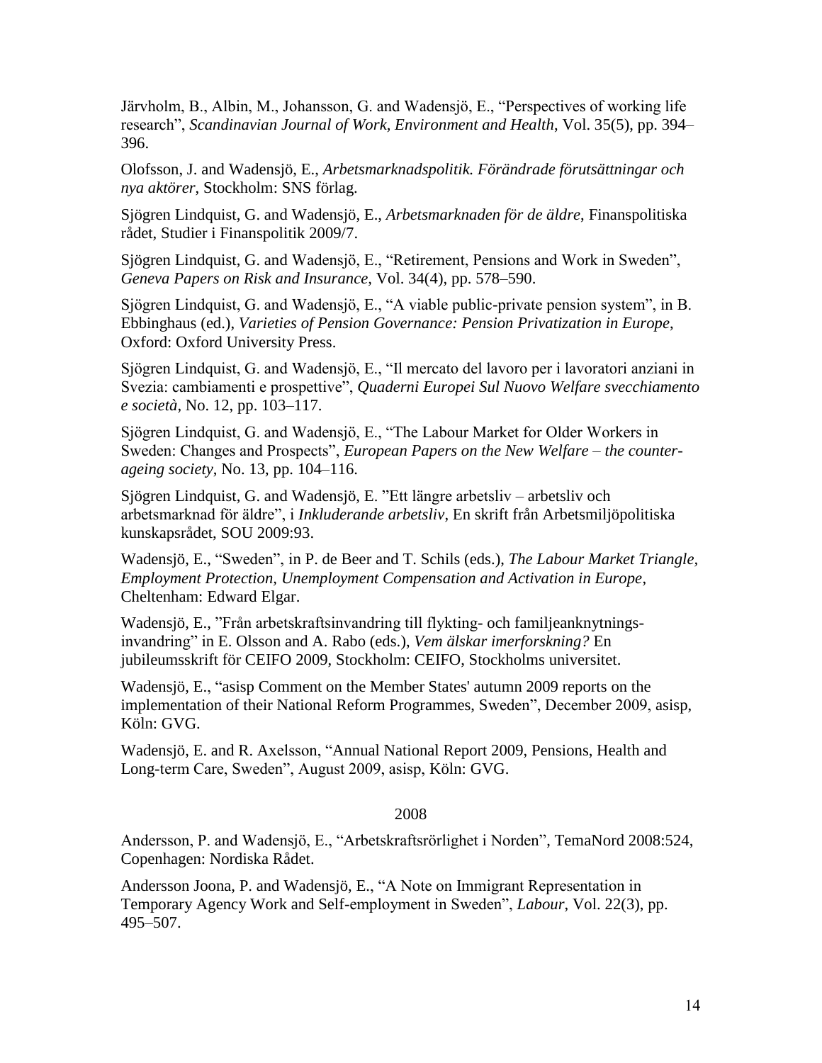Järvholm, B., Albin, M., Johansson, G. and Wadensjö, E., "Perspectives of working life research", *Scandinavian Journal of Work, Environment and Health*, Vol. 35(5), pp. 394–396.

Olofsson, J. and Wadensjö, E., *Arbetsmarknadspolitik. Förändrade förutsättningar och nya aktörer*, Stockholm: SNS förlag.

Sjögren Lindquist, G. and Wadensjö, E., *Arbetsmarknaden för de äldre*, Finanspolitiska rådet, Studier i Finanspolitik 2009/7.

Sjögren Lindquist, G. and Wadensjö, E., "Retirement, Pensions and Work in Sweden", *Geneva Papers on Risk and Insurance*, Vol. 34(4), pp. 578–590.

Sjögren Lindquist, G. and Wadensjö, E., "A viable public-private pension system", in B. Ebbinghaus (ed.), *Varieties of Pension Governance: Pension Privatization in Europe*, Oxford: Oxford University Press.

Sjögren Lindquist, G. and Wadensjö, E., "Il mercato del lavoro per i lavoratori anziani in Svezia: cambiamenti e prospettive", *Quaderni Europei Sul Nuovo Welfare svecchiamento e società*, No. 12, pp. 103–117.

Sjögren Lindquist, G. and Wadensjö, E., "The Labour Market for Older Workers in Sweden: Changes and Prospects", *European Papers on the New Welfare – the counter-ageing society*, No. 13, pp. 104–116.

Sjögren Lindquist, G. and Wadensjö, E. "Ett längre arbetsliv – arbetsliv och arbetsmarknad för äldre", i *Inkluderande arbetsliv*, En skrift från Arbetsmiljöpolitiska kunskapsrådet, SOU 2009:93.

Wadensjö, E., "Sweden", in P. de Beer and T. Schils (eds.), *The Labour Market Triangle, Employment Protection, Unemployment Compensation and Activation in Europe*, Cheltenham: Edward Elgar.

Wadensjö, E., "Från arbetskraftsinvandring till flykting- och familjeanknytnings-invandring" in E. Olsson and A. Rabo (eds.), *Vem älskar imerforskning?* En jubileumsskrift för CEIFO 2009, Stockholm: CEIFO, Stockholms universitet.

Wadensjö, E., "asisp Comment on the Member States' autumn 2009 reports on the implementation of their National Reform Programmes, Sweden", December 2009, asisp, Köln: GVG.

Wadensjö, E. and R. Axelsson, "Annual National Report 2009, Pensions, Health and Long-term Care, Sweden", August 2009, asisp, Köln: GVG.

2008

Andersson, P. and Wadensjö, E., "Arbetskraftsrörlighet i Norden", TemaNord 2008:524, Copenhagen: Nordiska Rådet.

Andersson Joona, P. and Wadensjö, E., "A Note on Immigrant Representation in Temporary Agency Work and Self-employment in Sweden", *Labour*, Vol. 22(3), pp. 495–507.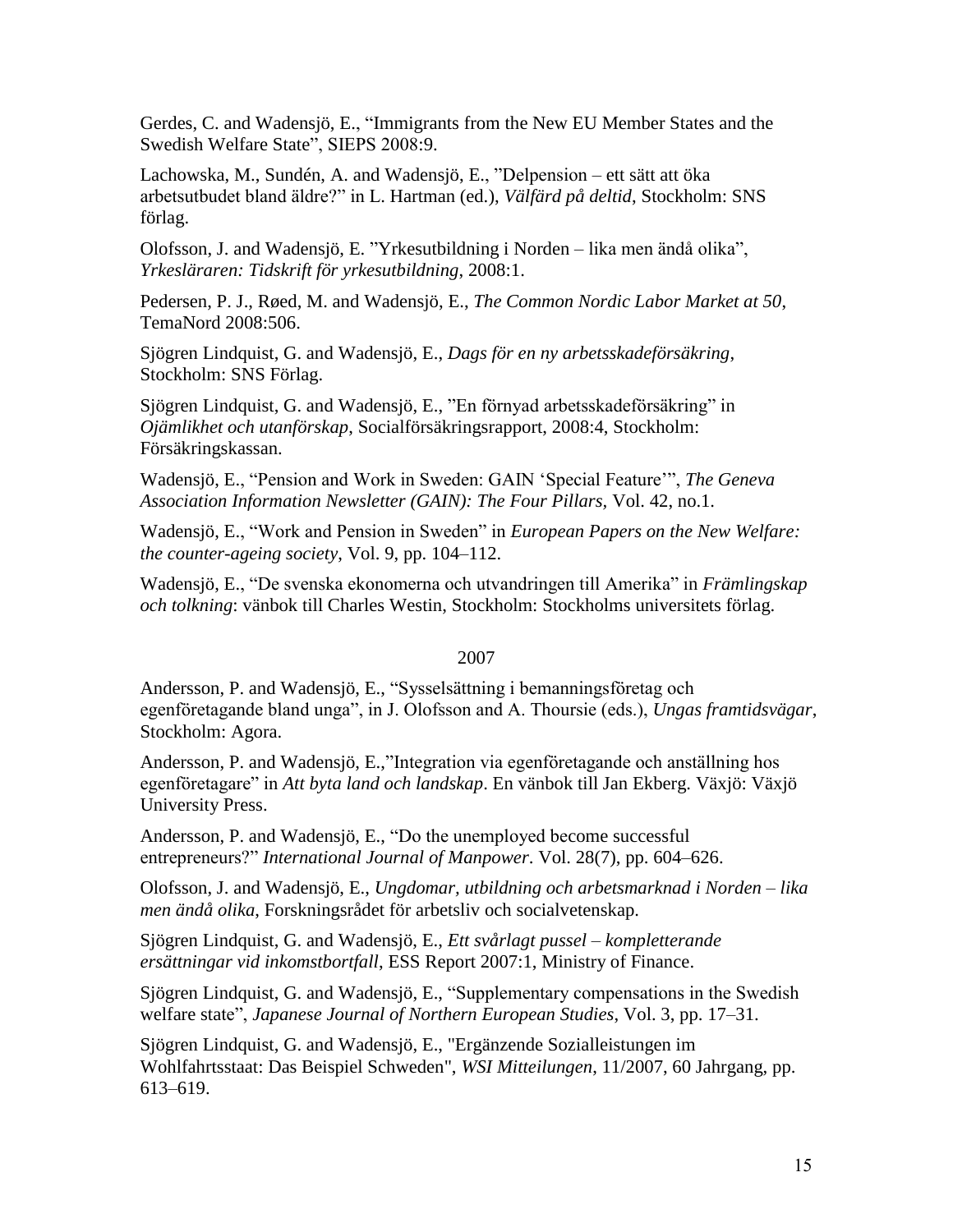Gerdes, C. and Wadensjö, E., "Immigrants from the New EU Member States and the Swedish Welfare State", SIEPS 2008:9.

Lachowska, M., Sundén, A. and Wadensjö, E., "Delpension – ett sätt att öka arbetsutbudet bland äldre?" in L. Hartman (ed.), *Välfärd på deltid*, Stockholm: SNS förlag.

Olofsson, J. and Wadensjö, E. "Yrkesutbildning i Norden – lika men ändå olika", *Yrkesläraren: Tidskrift för yrkesutbildning*, 2008:1.

Pedersen, P. J., Røed, M. and Wadensjö, E., *The Common Nordic Labor Market at 50*, TemaNord 2008:506.

Sjögren Lindquist, G. and Wadensjö, E., *Dags för en ny arbetsskadeförsäkring*, Stockholm: SNS Förlag.

Sjögren Lindquist, G. and Wadensjö, E., "En förnyad arbetsskadeförsäkring" in *Ojämlikhet och utanförskap*, Socialförsäkringsrapport, 2008:4, Stockholm: Försäkringskassan.

Wadensjö, E., "Pension and Work in Sweden: GAIN 'Special Feature'", *The Geneva Association Information Newsletter (GAIN): The Four Pillars,* Vol. 42, no.1.

Wadensjö, E., "Work and Pension in Sweden" in *European Papers on the New Welfare: the counter-ageing society*, Vol. 9, pp. 104–112.

Wadensjö, E., "De svenska ekonomerna och utvandringen till Amerika" in *Främlingskap och tolkning*: vänbok till Charles Westin, Stockholm: Stockholms universitets förlag.

2007

Andersson, P. and Wadensjö, E., "Sysselsättning i bemanningsföretag och egenföretagande bland unga", in J. Olofsson and A. Thoursie (eds.), *Ungas framtidsvägar*, Stockholm: Agora.

Andersson, P. and Wadensjö, E.,"Integration via egenföretagande och anställning hos egenföretagare" in *Att byta land och landskap*. En vänbok till Jan Ekberg. Växjö: Växjö University Press.

Andersson, P. and Wadensjö, E., "Do the unemployed become successful entrepreneurs?" *International Journal of Manpower*. Vol. 28(7), pp. 604–626.

Olofsson, J. and Wadensjö, E., *Ungdomar, utbildning och arbetsmarknad i Norden – lika men ändå olika*, Forskningsrådet för arbetsliv och socialvetenskap.

Sjögren Lindquist, G. and Wadensjö, E., *Ett svårlagt pussel – kompletterande ersättningar vid inkomstbortfall*, ESS Report 2007:1, Ministry of Finance.

Sjögren Lindquist, G. and Wadensjö, E., "Supplementary compensations in the Swedish welfare state", *Japanese Journal of Northern European Studies*, Vol. 3, pp. 17–31.

Sjögren Lindquist, G. and Wadensjö, E., "Ergänzende Sozialleistungen im Wohlfahrtsstaat: Das Beispiel Schweden", *WSI Mitteilungen*, 11/2007, 60 Jahrgang, pp. 613–619.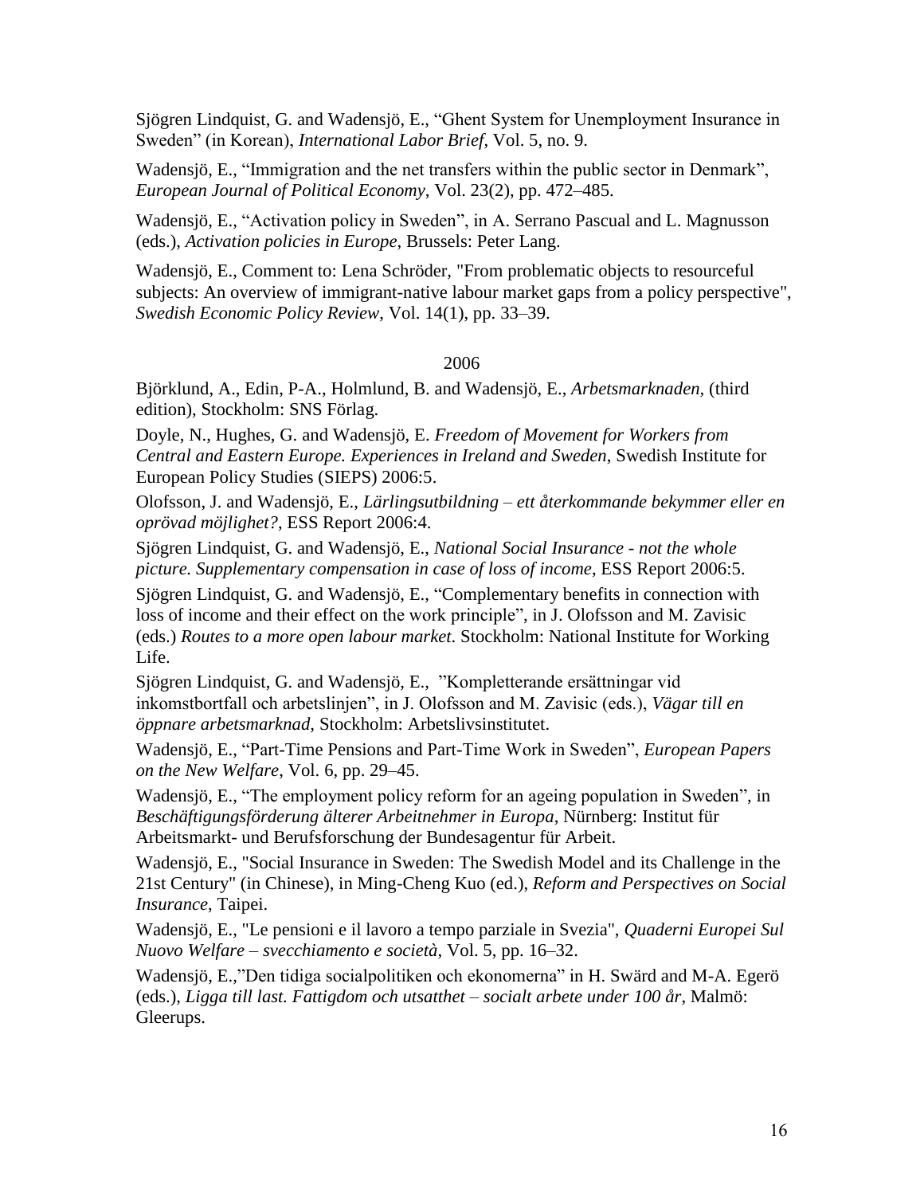Sjögren Lindquist, G. and Wadensjö, E., "Ghent System for Unemployment Insurance in Sweden" (in Korean), *International Labor Brief*, Vol. 5, no. 9.

Wadensjö, E., "Immigration and the net transfers within the public sector in Denmark", *European Journal of Political Economy*, Vol. 23(2), pp. 472–485.

Wadensjö, E., "Activation policy in Sweden", in A. Serrano Pascual and L. Magnusson (eds.), *Activation policies in Europe*, Brussels: Peter Lang.

Wadensjö, E., Comment to: Lena Schröder, "From problematic objects to resourceful subjects: An overview of immigrant-native labour market gaps from a policy perspective", *Swedish Economic Policy Review*, Vol. 14(1), pp. 33–39.

2006

Björklund, A., Edin, P-A., Holmlund, B. and Wadensjö, E., *Arbetsmarknaden,* (third edition), Stockholm: SNS Förlag.

Doyle, N., Hughes, G. and Wadensjö, E. *Freedom of Movement for Workers from Central and Eastern Europe. Experiences in Ireland and Sweden*, Swedish Institute for European Policy Studies (SIEPS) 2006:5.

Olofsson, J. and Wadensjö, E., *Lärlingsutbildning – ett återkommande bekymmer eller en oprövad möjlighet?*, ESS Report 2006:4.

Sjögren Lindquist, G. and Wadensjö, E., *National Social Insurance - not the whole picture. Supplementary compensation in case of loss of income*, ESS Report 2006:5.

Sjögren Lindquist, G. and Wadensjö, E., "Complementary benefits in connection with loss of income and their effect on the work principle", in J. Olofsson and M. Zavisic (eds.) *Routes to a more open labour market*. Stockholm: National Institute for Working Life.

Sjögren Lindquist, G. and Wadensjö, E., "Kompletterande ersättningar vid inkomstbortfall och arbetslinjen", in J. Olofsson and M. Zavisic (eds.), *Vägar till en öppnare arbetsmarknad,* Stockholm: Arbetslivsinstitutet.

Wadensjö, E., "Part-Time Pensions and Part-Time Work in Sweden", *European Papers on the New Welfare*, Vol. 6, pp. 29–45.

Wadensjö, E., "The employment policy reform for an ageing population in Sweden", in *Beschäftigungsförderung älterer Arbeitnehmer in Europa*, Nürnberg: Institut für Arbeitsmarkt- und Berufsforschung der Bundesagentur für Arbeit.

Wadensjö, E., "Social Insurance in Sweden: The Swedish Model and its Challenge in the 21st Century" (in Chinese), in Ming-Cheng Kuo (ed.), *Reform and Perspectives on Social Insurance*, Taipei.

Wadensjö, E., "Le pensioni e il lavoro a tempo parziale in Svezia", *Quaderni Europei Sul Nuovo Welfare – svecchiamento e società*, Vol. 5, pp. 16–32.

Wadensjö, E.,"Den tidiga socialpolitiken och ekonomerna" in H. Swärd and M-A. Egerö (eds.), *Ligga till last. Fattigdom och utsatthet – socialt arbete under 100 år*, Malmö: Gleerups.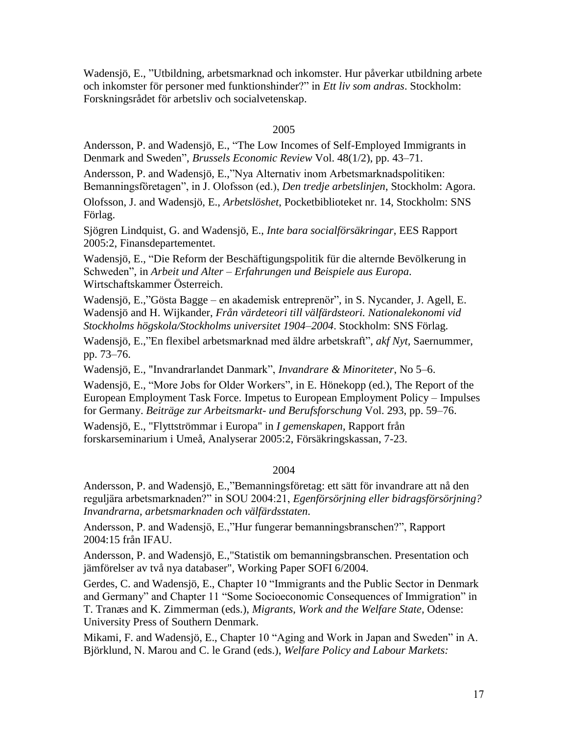Wadensjö, E., ”Utbildning, arbetsmarknad och inkomster. Hur påverkar utbildning arbete och inkomster för personer med funktionshinder?” in *Ett liv som andras*. Stockholm: Forskningsrådet för arbetsliv och socialvetenskap.

2005

Andersson, P. and Wadensjö, E., “The Low Incomes of Self-Employed Immigrants in Denmark and Sweden”, *Brussels Economic Review* Vol. 48(1/2), pp. 43–71.

Andersson, P. and Wadensjö, E.,”Nya Alternativ inom Arbetsmarknadspolitiken: Bemanningsföretagen”, in J. Olofsson (ed.), *Den tredje arbetslinjen*, Stockholm: Agora.

Olofsson, J. and Wadensjö, E., *Arbetslöshet*, Pocketbiblioteket nr. 14, Stockholm: SNS Förlag.

Sjögren Lindquist, G. and Wadensjö, E., *Inte bara socialförsäkringar*, EES Rapport 2005:2, Finansdepartementet.

Wadensjö, E., “Die Reform der Beschäftigungspolitik für die alternde Bevölkerung in Schweden”, in *Arbeit und Alter – Erfahrungen und Beispiele aus Europa*. Wirtschaftskammer Österreich.

Wadensjö, E.,”Gösta Bagge – en akademisk entreprenör”, in S. Nycander, J. Agell, E. Wadensjö and H. Wijkander, *Från värdeteori till välfärdsteori. Nationalekonomi vid Stockholms högskola/Stockholms universitet 1904–2004*. Stockholm: SNS Förlag.

Wadensjö, E.,”En flexibel arbetsmarknad med äldre arbetskraft”, *akf Nyt,* Saernummer, pp. 73–76.

Wadensjö, E., "Invandrarlandet Danmark”, *Invandrare & Minoriteter*, No 5–6.

Wadensjö, E., “More Jobs for Older Workers”, in E. Hönekopp (ed.), The Report of the European Employment Task Force. Impetus to European Employment Policy – Impulses for Germany. *Beiträge zur Arbeitsmarkt- und Berufsforschung* Vol. 293, pp. 59–76.

Wadensjö, E., "Flyttströmmar i Europa" in *I gemenskapen*, Rapport från forskarseminarium i Umeå, Analyserar 2005:2, Försäkringskassan, 7-23.

2004

Andersson, P. and Wadensjö, E.,”Bemanningsföretag: ett sätt för invandrare att nå den reguljära arbetsmarknaden?” in SOU 2004:21, *Egenförsörjning eller bidragsförsörjning? Invandrarna, arbetsmarknaden och välfärdsstaten.*

Andersson, P. and Wadensjö, E.,”Hur fungerar bemanningsbranschen?”, Rapport 2004:15 från IFAU.

Andersson, P. and Wadensjö, E.,"Statistik om bemanningsbranschen. Presentation och jämförelser av två nya databaser", Working Paper SOFI 6/2004.

Gerdes, C. and Wadensjö, E., Chapter 10 “Immigrants and the Public Sector in Denmark and Germany” and Chapter 11 “Some Socioeconomic Consequences of Immigration” in T. Tranæs and K. Zimmerman (eds.), *Migrants, Work and the Welfare State,* Odense: University Press of Southern Denmark.

Mikami, F. and Wadensjö, E., Chapter 10 “Aging and Work in Japan and Sweden” in A. Björklund, N. Marou and C. le Grand (eds.), *Welfare Policy and Labour Markets:*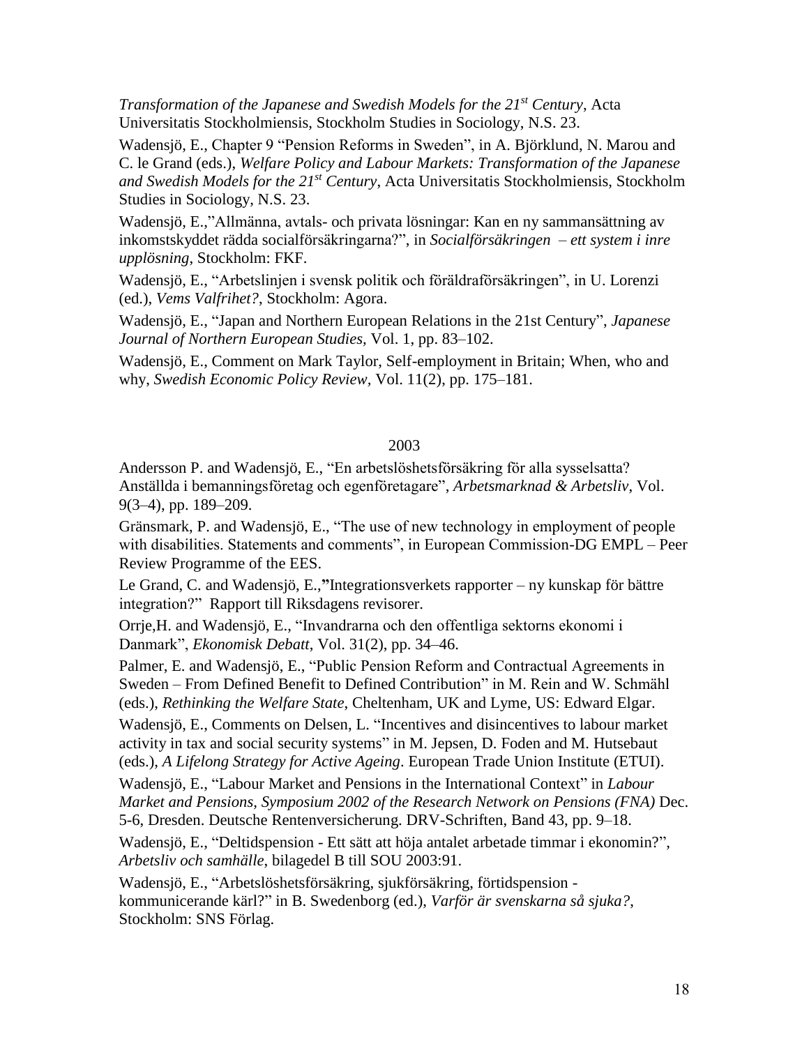*Transformation of the Japanese and Swedish Models for the 21st Century*, Acta Universitatis Stockholmiensis, Stockholm Studies in Sociology, N.S. 23.

Wadensjö, E., Chapter 9 "Pension Reforms in Sweden", in A. Björklund, N. Marou and C. le Grand (eds.), *Welfare Policy and Labour Markets: Transformation of the Japanese and Swedish Models for the 21st Century*, Acta Universitatis Stockholmiensis, Stockholm Studies in Sociology, N.S. 23.

Wadensjö, E.,"Allmänna, avtals- och privata lösningar: Kan en ny sammansättning av inkomstskyddet rädda socialförsäkringarna?", in *Socialförsäkringen – ett system i inre upplösning*, Stockholm: FKF.

Wadensjö, E., "Arbetslinjen i svensk politik och föräldraförsäkringen", in U. Lorenzi (ed.), *Vems Valfrihet?*, Stockholm: Agora.

Wadensjö, E., "Japan and Northern European Relations in the 21st Century", *Japanese Journal of Northern European Studies*, Vol. 1, pp. 83–102.

Wadensjö, E., Comment on Mark Taylor, Self-employment in Britain; When, who and why, *Swedish Economic Policy Review*, Vol. 11(2), pp. 175–181.

2003

Andersson P. and Wadensjö, E., "En arbetslöshetsförsäkring för alla sysselsatta? Anställda i bemanningsföretag och egenföretagare", *Arbetsmarknad & Arbetsliv*, Vol. 9(3–4), pp. 189–209.

Gränsmark, P. and Wadensjö, E., "The use of new technology in employment of people with disabilities. Statements and comments", in European Commission-DG EMPL – Peer Review Programme of the EES.

Le Grand, C. and Wadensjö, E.,**"**Integrationsverkets rapporter – ny kunskap för bättre integration?" Rapport till Riksdagens revisorer.

Orrje,H. and Wadensjö, E., "Invandrarna och den offentliga sektorns ekonomi i Danmark", *Ekonomisk Debatt*, Vol. 31(2), pp. 34–46.

Palmer, E. and Wadensjö, E., "Public Pension Reform and Contractual Agreements in Sweden – From Defined Benefit to Defined Contribution" in M. Rein and W. Schmähl (eds.), *Rethinking the Welfare State*, Cheltenham, UK and Lyme, US: Edward Elgar.

Wadensjö, E., Comments on Delsen, L. "Incentives and disincentives to labour market activity in tax and social security systems" in M. Jepsen, D. Foden and M. Hutsebaut (eds.), *A Lifelong Strategy for Active Ageing*. European Trade Union Institute (ETUI).

Wadensjö, E., "Labour Market and Pensions in the International Context" in *Labour Market and Pensions, Symposium 2002 of the Research Network on Pensions (FNA)* Dec. 5-6, Dresden. Deutsche Rentenversicherung. DRV-Schriften, Band 43, pp. 9–18.

Wadensjö, E., "Deltidspension - Ett sätt att höja antalet arbetade timmar i ekonomin?", *Arbetsliv och samhälle*, bilagedel B till SOU 2003:91.

Wadensjö, E., "Arbetslöshetsförsäkring, sjukförsäkring, förtidspension - kommunicerande kärl?" in B. Swedenborg (ed.), *Varför är svenskarna så sjuka?*, Stockholm: SNS Förlag.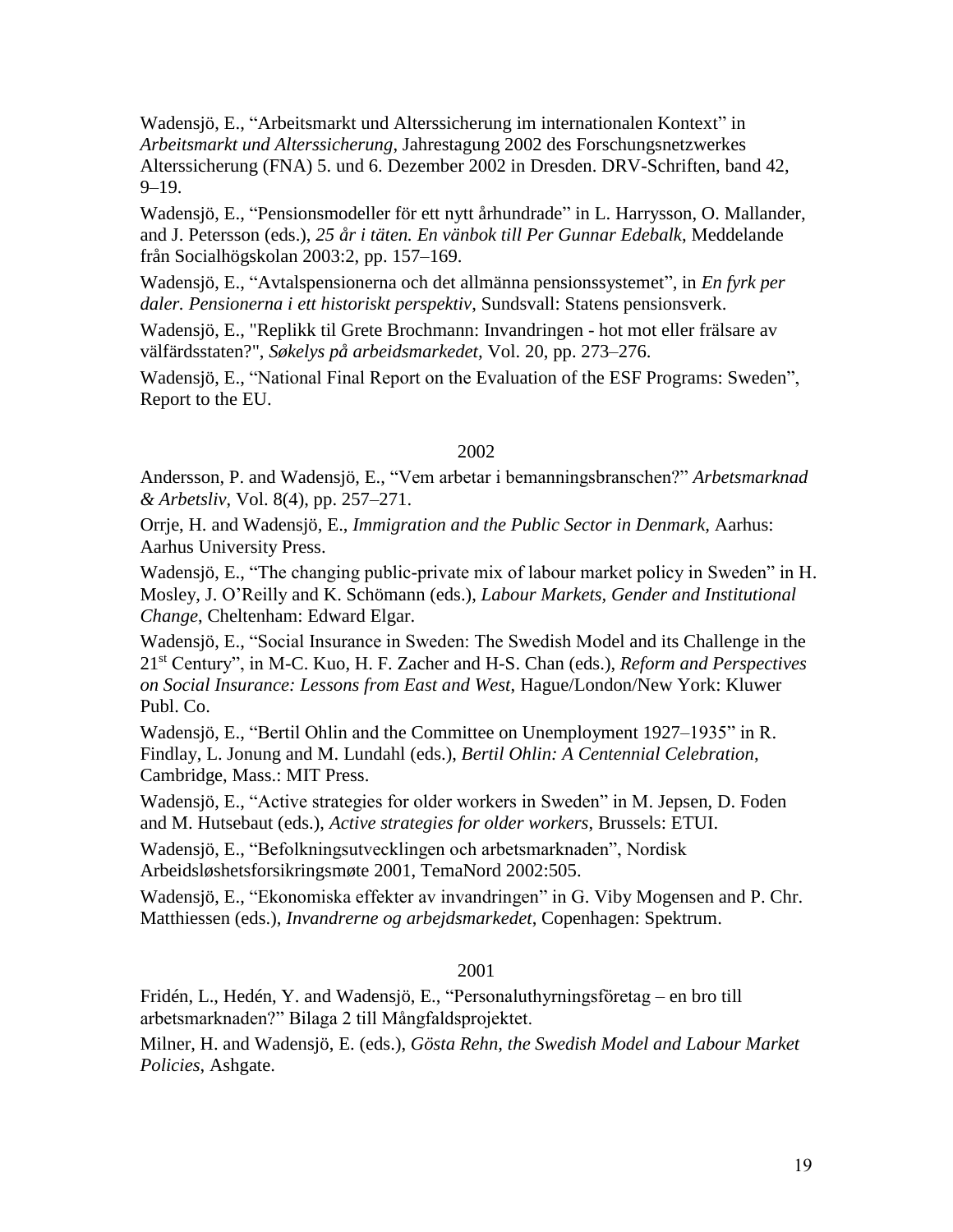Wadensjö, E., “Arbeitsmarkt und Alterssicherung im internationalen Kontext” in *Arbeitsmarkt und Alterssicherung*, Jahrestagung 2002 des Forschungsnetzwerkes Alterssicherung (FNA) 5. und 6. Dezember 2002 in Dresden. DRV-Schriften, band 42, 9–19.

Wadensjö, E., “Pensionsmodeller för ett nytt århundrade” in L. Harrysson, O. Mallander, and J. Petersson (eds.), *25 år i täten. En vänbok till Per Gunnar Edebalk*, Meddelande från Socialhögskolan 2003:2, pp. 157–169.

Wadensjö, E., “Avtalspensionerna och det allmänna pensionssystemet”, in *En fyrk per daler. Pensionerna i ett historiskt perspektiv*, Sundsvall: Statens pensionsverk.

Wadensjö, E., "Replikk til Grete Brochmann: Invandringen - hot mot eller frälsare av välfärdsstaten?", *Søkelys på arbeidsmarkedet*, Vol. 20, pp. 273–276.

Wadensjö, E., “National Final Report on the Evaluation of the ESF Programs: Sweden”, Report to the EU.

2002

Andersson, P. and Wadensjö, E., “Vem arbetar i bemanningsbranschen?” *Arbetsmarknad & Arbetsliv*, Vol. 8(4), pp. 257–271.

Orrje, H. and Wadensjö, E., *Immigration and the Public Sector in Denmark,* Aarhus: Aarhus University Press.

Wadensjö, E., “The changing public-private mix of labour market policy in Sweden” in H. Mosley, J. O’Reilly and K. Schömann (eds.), *Labour Markets, Gender and Institutional Change*, Cheltenham: Edward Elgar.

Wadensjö, E., “Social Insurance in Sweden: The Swedish Model and its Challenge in the 21st Century”, in M-C. Kuo, H. F. Zacher and H-S. Chan (eds.), *Reform and Perspectives on Social Insurance: Lessons from East and West*, Hague/London/New York: Kluwer Publ. Co.

Wadensjö, E., “Bertil Ohlin and the Committee on Unemployment 1927–1935” in R. Findlay, L. Jonung and M. Lundahl (eds.), *Bertil Ohlin: A Centennial Celebration*, Cambridge, Mass.: MIT Press.

Wadensjö, E., “Active strategies for older workers in Sweden” in M. Jepsen, D. Foden and M. Hutsebaut (eds.), *Active strategies for older workers*, Brussels: ETUI.

Wadensjö, E., “Befolkningsutvecklingen och arbetsmarknaden”, Nordisk Arbeidsløshetsforsikringsmøte 2001, TemaNord 2002:505.

Wadensjö, E., “Ekonomiska effekter av invandringen” in G. Viby Mogensen and P. Chr. Matthiessen (eds.), *Invandrerne og arbejdsmarkedet*, Copenhagen: Spektrum.

2001

Fridén, L., Hedén, Y. and Wadensjö, E., “Personaluthyrningsföretag – en bro till arbetsmarknaden?” Bilaga 2 till Mångfaldsprojektet.

Milner, H. and Wadensjö, E. (eds.), *Gösta Rehn, the Swedish Model and Labour Market Policies*, Ashgate.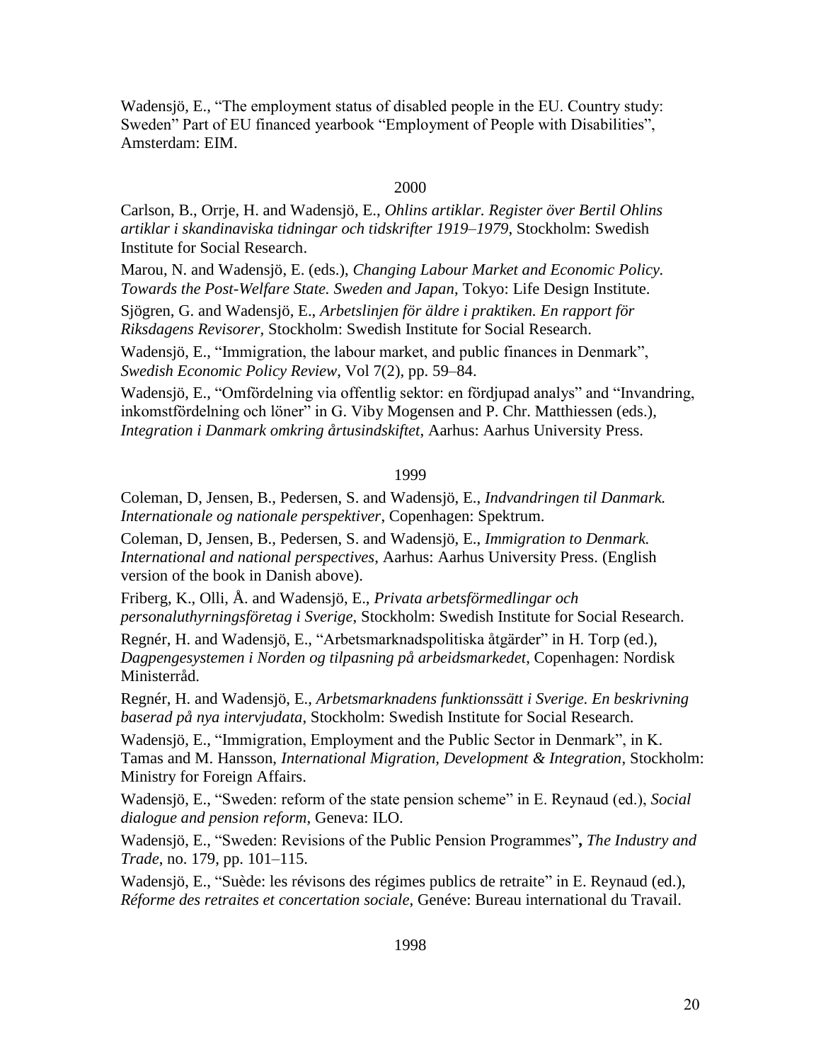Wadensjö, E., "The employment status of disabled people in the EU. Country study: Sweden" Part of EU financed yearbook "Employment of People with Disabilities", Amsterdam: EIM.

2000

Carlson, B., Orrje, H. and Wadensjö, E., *Ohlins artiklar. Register över Bertil Ohlins artiklar i skandinaviska tidningar och tidskrifter 1919–1979*, Stockholm: Swedish Institute for Social Research.

Marou, N. and Wadensjö, E. (eds.), *Changing Labour Market and Economic Policy. Towards the Post-Welfare State. Sweden and Japan*, Tokyo: Life Design Institute.

Sjögren, G. and Wadensjö, E., *Arbetslinjen för äldre i praktiken. En rapport för Riksdagens Revisorer*, Stockholm: Swedish Institute for Social Research.

Wadensjö, E., "Immigration, the labour market, and public finances in Denmark", *Swedish Economic Policy Review*, Vol 7(2), pp. 59–84.

Wadensjö, E., "Omfördelning via offentlig sektor: en fördjupad analys" and "Invandring, inkomstfördelning och löner" in G. Viby Mogensen and P. Chr. Matthiessen (eds.), *Integration i Danmark omkring årtusindskiftet*, Aarhus: Aarhus University Press.

1999

Coleman, D, Jensen, B., Pedersen, S. and Wadensjö, E., *Indvandringen til Danmark. Internationale og nationale perspektiver*, Copenhagen: Spektrum.

Coleman, D, Jensen, B., Pedersen, S. and Wadensjö, E., *Immigration to Denmark. International and national perspectives*, Aarhus: Aarhus University Press. (English version of the book in Danish above).

Friberg, K., Olli, Å. and Wadensjö, E., *Privata arbetsförmedlingar och personaluthyrningsföretag i Sverige*, Stockholm: Swedish Institute for Social Research.

Regnér, H. and Wadensjö, E., "Arbetsmarknadspolitiska åtgärder" in H. Torp (ed.), *Dagpengesystemen i Norden og tilpasning på arbeidsmarkedet*, Copenhagen: Nordisk Ministerråd.

Regnér, H. and Wadensjö, E., *Arbetsmarknadens funktionssätt i Sverige. En beskrivning baserad på nya intervjudata*, Stockholm: Swedish Institute for Social Research.

Wadensjö, E., "Immigration, Employment and the Public Sector in Denmark", in K. Tamas and M. Hansson, *International Migration, Development & Integration*, Stockholm: Ministry for Foreign Affairs.

Wadensjö, E., "Sweden: reform of the state pension scheme" in E. Reynaud (ed.), *Social dialogue and pension reform*, Geneva: ILO.

Wadensjö, E., "Sweden: Revisions of the Public Pension Programmes"**,** *The Industry and Trade*, no. 179, pp. 101–115.

Wadensjö, E., "Suède: les révisons des régimes publics de retraite" in E. Reynaud (ed.), *Réforme des retraites et concertation sociale*, Genéve: Bureau international du Travail.

1998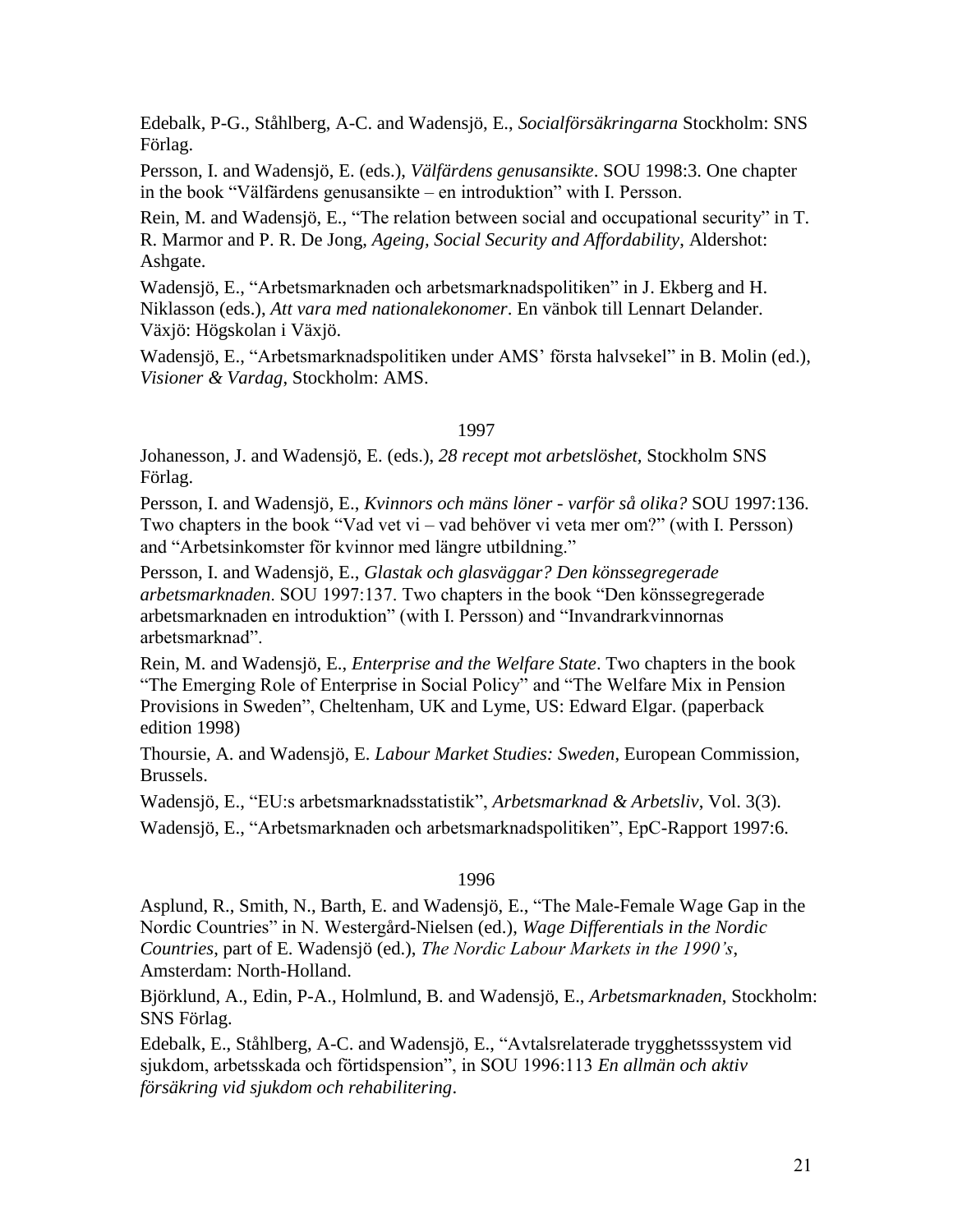Edebalk, P-G., Ståhlberg, A-C. and Wadensjö, E., *Socialförsäkringarna* Stockholm: SNS Förlag.

Persson, I. and Wadensjö, E. (eds.), *Välfärdens genusansikte*. SOU 1998:3. One chapter in the book "Välfärdens genusansikte – en introduktion" with I. Persson.

Rein, M. and Wadensjö, E., "The relation between social and occupational security" in T. R. Marmor and P. R. De Jong, *Ageing, Social Security and Affordability*, Aldershot: Ashgate.

Wadensjö, E., "Arbetsmarknaden och arbetsmarknadspolitiken" in J. Ekberg and H. Niklasson (eds.), *Att vara med nationalekonomer*. En vänbok till Lennart Delander. Växjö: Högskolan i Växjö.

Wadensjö, E., "Arbetsmarknadspolitiken under AMS' första halvsekel" in B. Molin (ed.), *Visioner & Vardag*, Stockholm: AMS.

### 1997

Johanesson, J. and Wadensjö, E. (eds.), *28 recept mot arbetslöshet*, Stockholm SNS Förlag.

Persson, I. and Wadensjö, E., *Kvinnors och mäns löner - varför så olika?* SOU 1997:136. Two chapters in the book "Vad vet vi – vad behöver vi veta mer om?" (with I. Persson) and "Arbetsinkomster för kvinnor med längre utbildning."

Persson, I. and Wadensjö, E., *Glastak och glasväggar? Den könssegregerade arbetsmarknaden*. SOU 1997:137. Two chapters in the book "Den könssegregerade arbetsmarknaden en introduktion" (with I. Persson) and "Invandrarkvinnornas arbetsmarknad".

Rein, M. and Wadensjö, E., *Enterprise and the Welfare State*. Two chapters in the book "The Emerging Role of Enterprise in Social Policy" and "The Welfare Mix in Pension Provisions in Sweden", Cheltenham, UK and Lyme, US: Edward Elgar. (paperback edition 1998)

Thoursie, A. and Wadensjö, E. *Labour Market Studies: Sweden*, European Commission, Brussels.

Wadensjö, E., "EU:s arbetsmarknadsstatistik", *Arbetsmarknad & Arbetsliv*, Vol. 3(3).

Wadensjö, E., "Arbetsmarknaden och arbetsmarknadspolitiken", EpC-Rapport 1997:6.

### 1996

Asplund, R., Smith, N., Barth, E. and Wadensjö, E., "The Male-Female Wage Gap in the Nordic Countries" in N. Westergård-Nielsen (ed.), *Wage Differentials in the Nordic Countries*, part of E. Wadensjö (ed.), *The Nordic Labour Markets in the 1990's*, Amsterdam: North-Holland.

Björklund, A., Edin, P-A., Holmlund, B. and Wadensjö, E., *Arbetsmarknaden*, Stockholm: SNS Förlag.

Edebalk, E., Ståhlberg, A-C. and Wadensjö, E., "Avtalsrelaterade trygghetsssystem vid sjukdom, arbetsskada och förtidspension", in SOU 1996:113 *En allmän och aktiv försäkring vid sjukdom och rehabilitering*.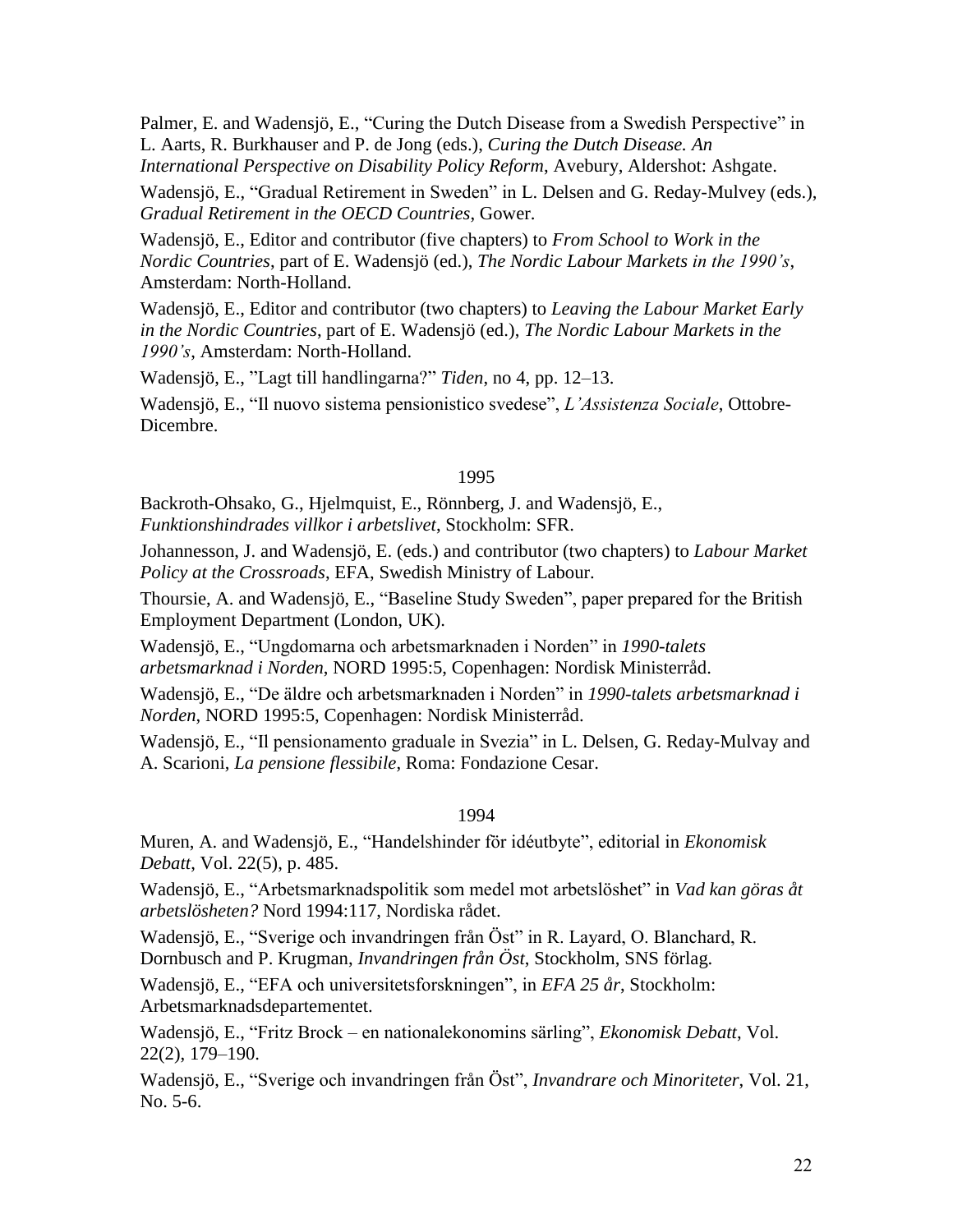Palmer, E. and Wadensjö, E., "Curing the Dutch Disease from a Swedish Perspective" in L. Aarts, R. Burkhauser and P. de Jong (eds.), *Curing the Dutch Disease. An International Perspective on Disability Policy Reform*, Avebury, Aldershot: Ashgate.

Wadensjö, E., "Gradual Retirement in Sweden" in L. Delsen and G. Reday-Mulvey (eds.), *Gradual Retirement in the OECD Countries*, Gower.

Wadensjö, E., Editor and contributor (five chapters) to *From School to Work in the Nordic Countries*, part of E. Wadensjö (ed.), *The Nordic Labour Markets in the 1990's*, Amsterdam: North-Holland.

Wadensjö, E., Editor and contributor (two chapters) to *Leaving the Labour Market Early in the Nordic Countries*, part of E. Wadensjö (ed.), *The Nordic Labour Markets in the 1990's*, Amsterdam: North-Holland.

Wadensjö, E., "Lagt till handlingarna?" *Tiden*, no 4, pp. 12–13.

Wadensjö, E., "Il nuovo sistema pensionistico svedese", *L'Assistenza Sociale*, Ottobre-Dicembre.

1995

Backroth-Ohsako, G., Hjelmquist, E., Rönnberg, J. and Wadensjö, E., *Funktionshindrades villkor i arbetslivet*, Stockholm: SFR.

Johannesson, J. and Wadensjö, E. (eds.) and contributor (two chapters) to *Labour Market Policy at the Crossroads*, EFA, Swedish Ministry of Labour.

Thoursie, A. and Wadensjö, E., "Baseline Study Sweden", paper prepared for the British Employment Department (London, UK).

Wadensjö, E., "Ungdomarna och arbetsmarknaden i Norden" in *1990-talets arbetsmarknad i Norden*, NORD 1995:5, Copenhagen: Nordisk Ministerråd.

Wadensjö, E., "De äldre och arbetsmarknaden i Norden" in *1990-talets arbetsmarknad i Norden*, NORD 1995:5, Copenhagen: Nordisk Ministerråd.

Wadensjö, E., "Il pensionamento graduale in Svezia" in L. Delsen, G. Reday-Mulvay and A. Scarioni, *La pensione flessibile*, Roma: Fondazione Cesar.

1994

Muren, A. and Wadensjö, E., "Handelshinder för idéutbyte", editorial in *Ekonomisk Debatt*, Vol. 22(5), p. 485.

Wadensjö, E., "Arbetsmarknadspolitik som medel mot arbetslöshet" in *Vad kan göras åt arbetslösheten?* Nord 1994:117, Nordiska rådet.

Wadensjö, E., "Sverige och invandringen från Öst" in R. Layard, O. Blanchard, R. Dornbusch and P. Krugman, *Invandringen från Öst*, Stockholm, SNS förlag.

Wadensjö, E., "EFA och universitetsforskningen", in *EFA 25 år*, Stockholm: Arbetsmarknadsdepartementet.

Wadensjö, E., "Fritz Brock – en nationalekonomins särling", *Ekonomisk Debatt*, Vol. 22(2), 179–190.

Wadensjö, E., "Sverige och invandringen från Öst", *Invandrare och Minoriteter*, Vol. 21, No. 5-6.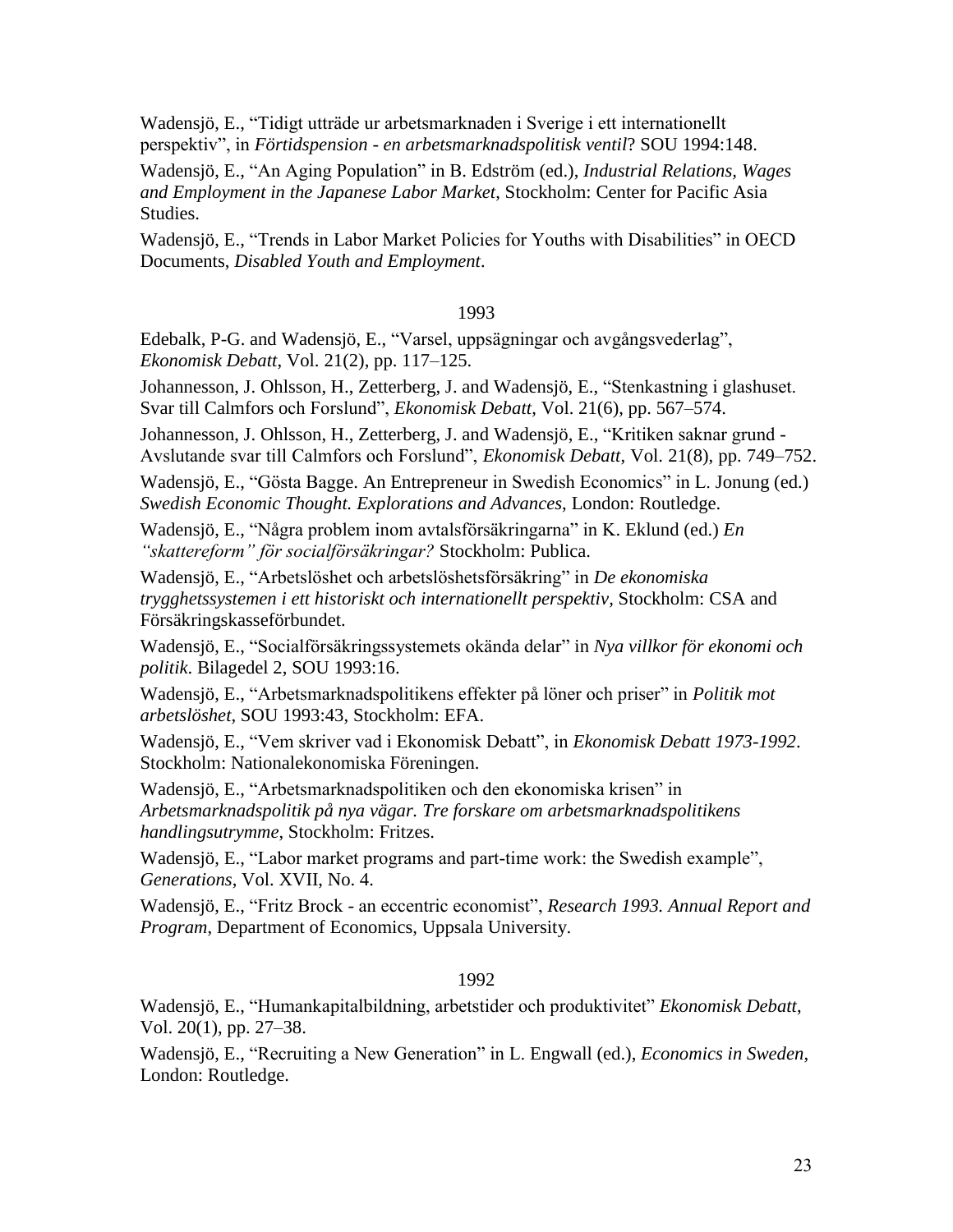Wadensjö, E., "Tidigt utträde ur arbetsmarknaden i Sverige i ett internationellt perspektiv", in *Förtidspension - en arbetsmarknadspolitisk ventil*? SOU 1994:148.

Wadensjö, E., "An Aging Population" in B. Edström (ed.), *Industrial Relations, Wages and Employment in the Japanese Labor Market*, Stockholm: Center for Pacific Asia Studies.

Wadensjö, E., "Trends in Labor Market Policies for Youths with Disabilities" in OECD Documents, *Disabled Youth and Employment*.

1993

Edebalk, P-G. and Wadensjö, E., "Varsel, uppsägningar och avgångsvederlag", *Ekonomisk Debatt*, Vol. 21(2), pp. 117–125.

Johannesson, J. Ohlsson, H., Zetterberg, J. and Wadensjö, E., "Stenkastning i glashuset. Svar till Calmfors och Forslund", *Ekonomisk Debatt*, Vol. 21(6), pp. 567–574.

Johannesson, J. Ohlsson, H., Zetterberg, J. and Wadensjö, E., "Kritiken saknar grund - Avslutande svar till Calmfors och Forslund", *Ekonomisk Debatt*, Vol. 21(8), pp. 749–752.

Wadensjö, E., "Gösta Bagge. An Entrepreneur in Swedish Economics" in L. Jonung (ed.) *Swedish Economic Thought. Explorations and Advances*, London: Routledge.

Wadensjö, E., "Några problem inom avtalsförsäkringarna" in K. Eklund (ed.) *En "skattereform" för socialförsäkringar?* Stockholm: Publica.

Wadensjö, E., "Arbetslöshet och arbetslöshetsförsäkring" in *De ekonomiska trygghetssystemen i ett historiskt och internationellt perspektiv*, Stockholm: CSA and Försäkringskasseförbundet.

Wadensjö, E., "Socialförsäkringssystemets okända delar" in *Nya villkor för ekonomi och politik*. Bilagedel 2, SOU 1993:16.

Wadensjö, E., "Arbetsmarknadspolitikens effekter på löner och priser" in *Politik mot arbetslöshet*, SOU 1993:43, Stockholm: EFA.

Wadensjö, E., "Vem skriver vad i Ekonomisk Debatt", in *Ekonomisk Debatt 1973-1992*. Stockholm: Nationalekonomiska Föreningen.

Wadensjö, E., "Arbetsmarknadspolitiken och den ekonomiska krisen" in *Arbetsmarknadspolitik på nya vägar. Tre forskare om arbetsmarknadspolitikens handlingsutrymme*, Stockholm: Fritzes.

Wadensjö, E., "Labor market programs and part-time work: the Swedish example", *Generations*, Vol. XVII, No. 4.

Wadensjö, E., "Fritz Brock - an eccentric economist", *Research 1993. Annual Report and Program*, Department of Economics, Uppsala University.

1992

Wadensjö, E., "Humankapitalbildning, arbetstider och produktivitet" *Ekonomisk Debatt*, Vol. 20(1), pp. 27–38.

Wadensjö, E., "Recruiting a New Generation" in L. Engwall (ed.), *Economics in Sweden*, London: Routledge.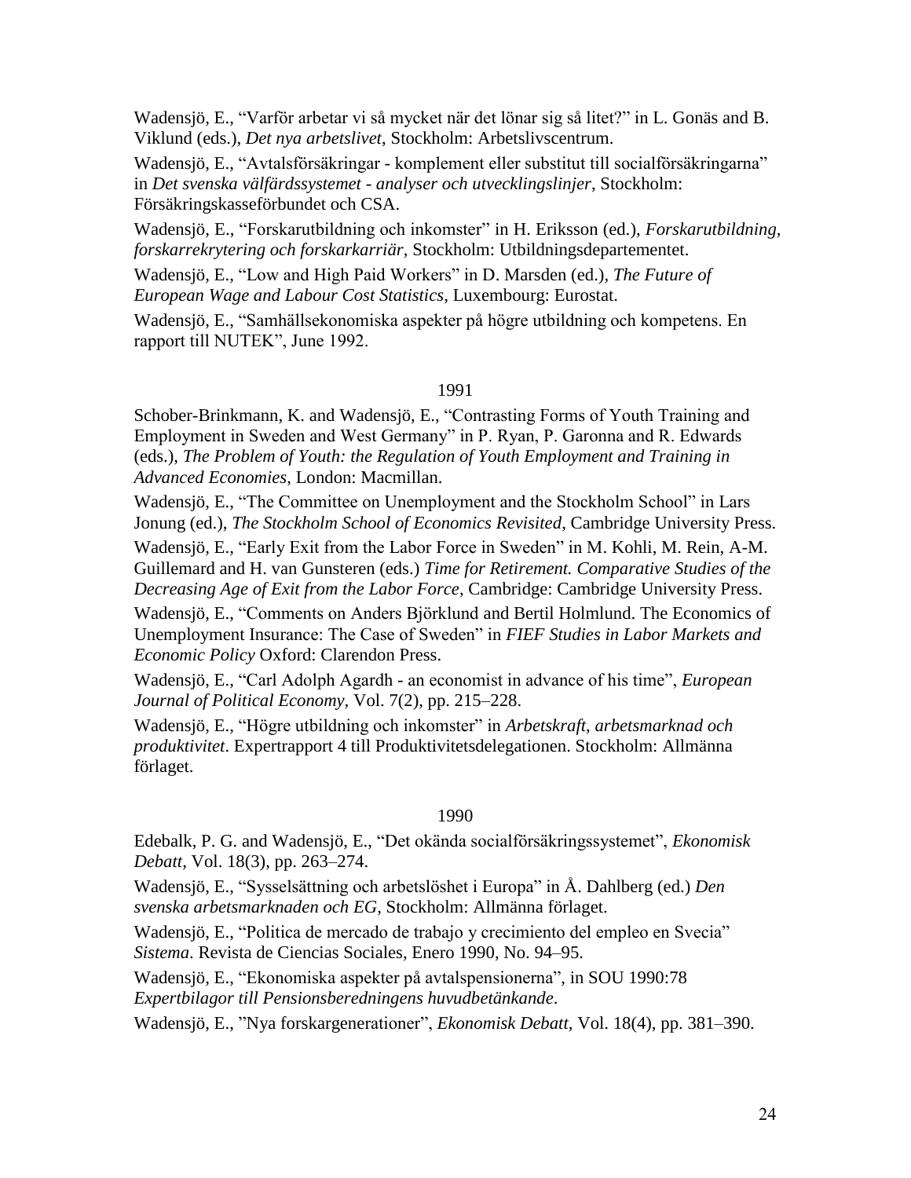Wadensjö, E., “Varför arbetar vi så mycket när det lönar sig så litet?” in L. Gonäs and B. Viklund (eds.), *Det nya arbetslivet*, Stockholm: Arbetslivscentrum.

Wadensjö, E., “Avtalsförsäkringar - komplement eller substitut till socialförsäkringarna” in *Det svenska välfärdssystemet - analyser och utvecklingslinjer*, Stockholm: Försäkringskasseförbundet och CSA.

Wadensjö, E., “Forskarutbildning och inkomster” in H. Eriksson (ed.), *Forskarutbildning, forskarrekrytering och forskarkarriär*, Stockholm: Utbildningsdepartementet.

Wadensjö, E., “Low and High Paid Workers” in D. Marsden (ed.), *The Future of European Wage and Labour Cost Statistics*, Luxembourg: Eurostat.

Wadensjö, E., “Samhällsekonomiska aspekter på högre utbildning och kompetens. En rapport till NUTEK”, June 1992.

1991

Schober-Brinkmann, K. and Wadensjö, E., “Contrasting Forms of Youth Training and Employment in Sweden and West Germany” in P. Ryan, P. Garonna and R. Edwards (eds.), *The Problem of Youth: the Regulation of Youth Employment and Training in Advanced Economies*, London: Macmillan.

Wadensjö, E., “The Committee on Unemployment and the Stockholm School” in Lars Jonung (ed.), *The Stockholm School of Economics Revisited*, Cambridge University Press.

Wadensjö, E., “Early Exit from the Labor Force in Sweden” in M. Kohli, M. Rein, A-M. Guillemard and H. van Gunsteren (eds.) *Time for Retirement. Comparative Studies of the Decreasing Age of Exit from the Labor Force*, Cambridge: Cambridge University Press.

Wadensjö, E., “Comments on Anders Björklund and Bertil Holmlund. The Economics of Unemployment Insurance: The Case of Sweden” in *FIEF Studies in Labor Markets and Economic Policy* Oxford: Clarendon Press.

Wadensjö, E., “Carl Adolph Agardh - an economist in advance of his time”, *European Journal of Political Economy,* Vol. 7(2), pp. 215–228.

Wadensjö, E., “Högre utbildning och inkomster” in *Arbetskraft, arbetsmarknad och produktivitet*. Expertrapport 4 till Produktivitetsdelegationen. Stockholm: Allmänna förlaget.

1990

Edebalk, P. G. and Wadensjö, E., “Det okända socialförsäkringssystemet”, *Ekonomisk Debatt*, Vol. 18(3), pp. 263–274.

Wadensjö, E., “Sysselsättning och arbetslöshet i Europa” in Å. Dahlberg (ed.) *Den svenska arbetsmarknaden och EG,* Stockholm: Allmänna förlaget.

Wadensjö, E., “Politica de mercado de trabajo y crecimiento del empleo en Svecia” *Sistema*. Revista de Ciencias Sociales, Enero 1990, No. 94–95.

Wadensjö, E., “Ekonomiska aspekter på avtalspensionerna”, in SOU 1990:78 *Expertbilagor till Pensionsberedningens huvudbetänkande*.

Wadensjö, E., ”Nya forskargenerationer”, *Ekonomisk Debatt,* Vol. 18(4), pp. 381–390.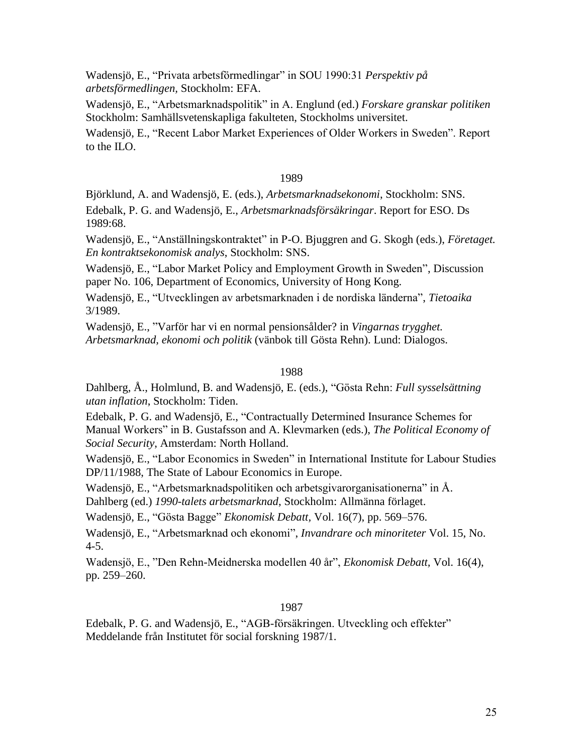Wadensjö, E., “Privata arbetsförmedlingar” in SOU 1990:31 *Perspektiv på arbetsförmedlingen*, Stockholm: EFA.

Wadensjö, E., “Arbetsmarknadspolitik” in A. Englund (ed.) *Forskare granskar politiken* Stockholm: Samhällsvetenskapliga fakulteten, Stockholms universitet.

Wadensjö, E., “Recent Labor Market Experiences of Older Workers in Sweden”. Report to the ILO.

1989

Björklund, A. and Wadensjö, E. (eds.), *Arbetsmarknadsekonomi*, Stockholm: SNS.

Edebalk, P. G. and Wadensjö, E., *Arbetsmarknadsförsäkringar*. Report for ESO. Ds 1989:68.

Wadensjö, E., “Anställningskontraktet” in P-O. Bjuggren and G. Skogh (eds.), *Företaget. En kontraktsekonomisk analys*, Stockholm: SNS.

Wadensjö, E., “Labor Market Policy and Employment Growth in Sweden”, Discussion paper No. 106, Department of Economics, University of Hong Kong.

Wadensjö, E., “Utvecklingen av arbetsmarknaden i de nordiska länderna”, *Tietoaika* 3/1989.

Wadensjö, E., ”Varför har vi en normal pensionsålder? in *Vingarnas trygghet. Arbetsmarknad, ekonomi och politik* (vänbok till Gösta Rehn). Lund: Dialogos.

1988

Dahlberg, Å., Holmlund, B. and Wadensjö, E. (eds.), “Gösta Rehn: *Full sysselsättning utan inflation*, Stockholm: Tiden.

Edebalk, P. G. and Wadensjö, E., “Contractually Determined Insurance Schemes for Manual Workers” in B. Gustafsson and A. Klevmarken (eds.), *The Political Economy of Social Security*, Amsterdam: North Holland.

Wadensjö, E., “Labor Economics in Sweden” in International Institute for Labour Studies DP/11/1988, The State of Labour Economics in Europe.

Wadensjö, E., “Arbetsmarknadspolitiken och arbetsgivarorganisationerna” in Å. Dahlberg (ed.) *1990-talets arbetsmarknad*, Stockholm: Allmänna förlaget.

Wadensjö, E., “Gösta Bagge” *Ekonomisk Debatt*, Vol. 16(7), pp. 569–576.

Wadensjö, E., “Arbetsmarknad och ekonomi”, *Invandrare och minoriteter* Vol. 15, No. 4-5.

Wadensjö, E., ”Den Rehn-Meidnerska modellen 40 år”, *Ekonomisk Debatt*, Vol. 16(4), pp. 259–260.

1987

Edebalk, P. G. and Wadensjö, E., “AGB-försäkringen. Utveckling och effekter” Meddelande från Institutet för social forskning 1987/1.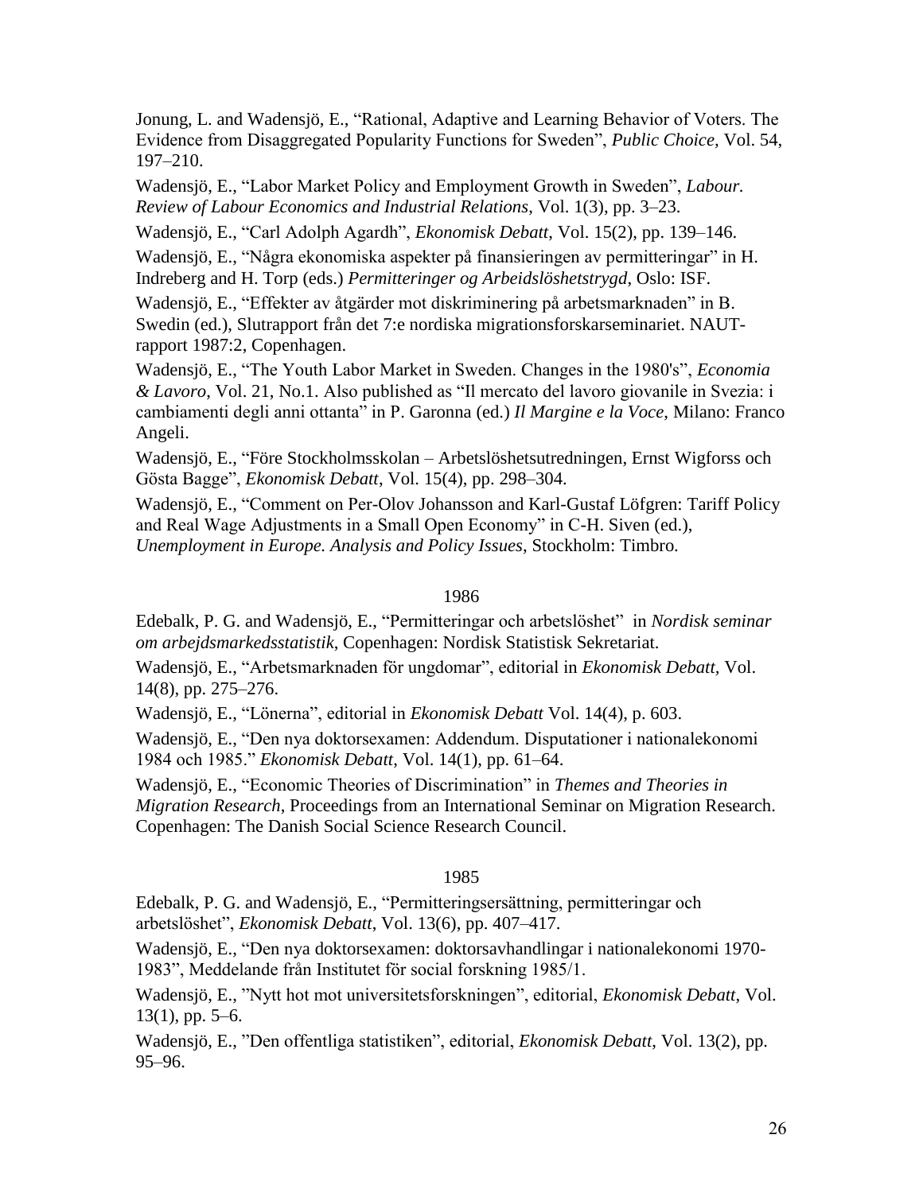Jonung, L. and Wadensjö, E., "Rational, Adaptive and Learning Behavior of Voters. The Evidence from Disaggregated Popularity Functions for Sweden", *Public Choice*, Vol. 54, 197–210.

Wadensjö, E., "Labor Market Policy and Employment Growth in Sweden", *Labour. Review of Labour Economics and Industrial Relations*, Vol. 1(3), pp. 3–23.

Wadensjö, E., "Carl Adolph Agardh", *Ekonomisk Debatt*, Vol. 15(2), pp. 139–146.

Wadensjö, E., "Några ekonomiska aspekter på finansieringen av permitteringar" in H. Indreberg and H. Torp (eds.) *Permitteringer og Arbeidslöshetstrygd*, Oslo: ISF.

Wadensjö, E., "Effekter av åtgärder mot diskriminering på arbetsmarknaden" in B. Swedin (ed.), Slutrapport från det 7:e nordiska migrationsforskarseminariet. NAUT-rapport 1987:2, Copenhagen.

Wadensjö, E., "The Youth Labor Market in Sweden. Changes in the 1980's", *Economia & Lavoro*, Vol. 21, No.1. Also published as "Il mercato del lavoro giovanile in Svezia: i cambiamenti degli anni ottanta" in P. Garonna (ed.) *Il Margine e la Voce*, Milano: Franco Angeli.

Wadensjö, E., "Före Stockholmsskolan – Arbetslöshetsutredningen, Ernst Wigforss och Gösta Bagge", *Ekonomisk Debatt*, Vol. 15(4), pp. 298–304.

Wadensjö, E., "Comment on Per-Olov Johansson and Karl-Gustaf Löfgren: Tariff Policy and Real Wage Adjustments in a Small Open Economy" in C-H. Siven (ed.), *Unemployment in Europe. Analysis and Policy Issues*, Stockholm: Timbro.

1986

Edebalk, P. G. and Wadensjö, E., "Permitteringar och arbetslöshet" in *Nordisk seminar om arbejdsmarkedsstatistik*, Copenhagen: Nordisk Statistisk Sekretariat.

Wadensjö, E., "Arbetsmarknaden för ungdomar", editorial in *Ekonomisk Debatt*, Vol. 14(8), pp. 275–276.

Wadensjö, E., "Lönerna", editorial in *Ekonomisk Debatt* Vol. 14(4), p. 603.

Wadensjö, E., "Den nya doktorsexamen: Addendum. Disputationer i nationalekonomi 1984 och 1985." *Ekonomisk Debatt*, Vol. 14(1), pp. 61–64.

Wadensjö, E., "Economic Theories of Discrimination" in *Themes and Theories in Migration Research*, Proceedings from an International Seminar on Migration Research. Copenhagen: The Danish Social Science Research Council.

1985

Edebalk, P. G. and Wadensjö, E., "Permitteringsersättning, permitteringar och arbetslöshet", *Ekonomisk Debatt*, Vol. 13(6), pp. 407–417.

Wadensjö, E., "Den nya doktorsexamen: doktorsavhandlingar i nationalekonomi 1970-1983", Meddelande från Institutet för social forskning 1985/1.

Wadensjö, E., "Nytt hot mot universitetsforskningen", editorial, *Ekonomisk Debatt*, Vol. 13(1), pp. 5–6.

Wadensjö, E., "Den offentliga statistiken", editorial, *Ekonomisk Debatt*, Vol. 13(2), pp. 95–96.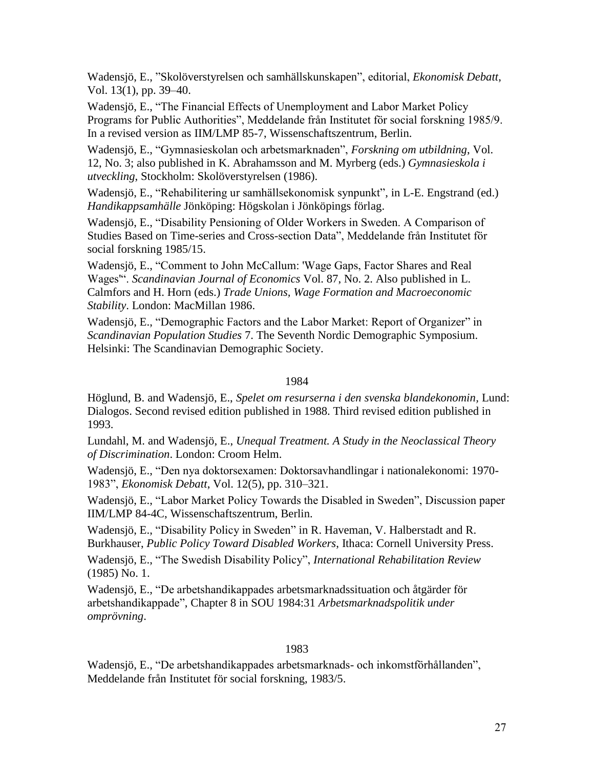Wadensjö, E., ”Skolöverstyrelsen och samhällskunskapen”, editorial, *Ekonomisk Debatt*, Vol. 13(1), pp. 39–40.

Wadensjö, E., “The Financial Effects of Unemployment and Labor Market Policy Programs for Public Authorities”, Meddelande från Institutet för social forskning 1985/9. In a revised version as IIM/LMP 85-7, Wissenschaftszentrum, Berlin.

Wadensjö, E., “Gymnasieskolan och arbetsmarknaden”, *Forskning om utbildning*, Vol. 12, No. 3; also published in K. Abrahamsson and M. Myrberg (eds.) *Gymnasieskola i utveckling*, Stockholm: Skolöverstyrelsen (1986).

Wadensjö, E., “Rehabilitering ur samhällsekonomisk synpunkt”, in L-E. Engstrand (ed.) *Handikappsamhälle* Jönköping: Högskolan i Jönköpings förlag.

Wadensjö, E., “Disability Pensioning of Older Workers in Sweden. A Comparison of Studies Based on Time-series and Cross-section Data”, Meddelande från Institutet för social forskning 1985/15.

Wadensjö, E., “Comment to John McCallum: 'Wage Gaps, Factor Shares and Real Wages'“. *Scandinavian Journal of Economics* Vol. 87, No. 2. Also published in L. Calmfors and H. Horn (eds.) *Trade Unions, Wage Formation and Macroeconomic Stability*. London: MacMillan 1986.

Wadensjö, E., “Demographic Factors and the Labor Market: Report of Organizer” in *Scandinavian Population Studies* 7. The Seventh Nordic Demographic Symposium. Helsinki: The Scandinavian Demographic Society.

## 1984

Höglund, B. and Wadensjö, E., *Spelet om resurserna i den svenska blandekonomin*, Lund: Dialogos. Second revised edition published in 1988. Third revised edition published in 1993.

Lundahl, M. and Wadensjö, E., *Unequal Treatment. A Study in the Neoclassical Theory of Discrimination*. London: Croom Helm.

Wadensjö, E., “Den nya doktorsexamen: Doktorsavhandlingar i nationalekonomi: 1970-1983”, *Ekonomisk Debatt*, Vol. 12(5), pp. 310–321.

Wadensjö, E., “Labor Market Policy Towards the Disabled in Sweden”, Discussion paper IIM/LMP 84-4C, Wissenschaftszentrum, Berlin.

Wadensjö, E., “Disability Policy in Sweden” in R. Haveman, V. Halberstadt and R. Burkhauser, *Public Policy Toward Disabled Workers*, Ithaca: Cornell University Press.

Wadensjö, E., “The Swedish Disability Policy”, *International Rehabilitation Review* (1985) No. 1.

Wadensjö, E., “De arbetshandikappades arbetsmarknadssituation och åtgärder för arbetshandikappade”, Chapter 8 in SOU 1984:31 *Arbetsmarknadspolitik under omprövning*.

## 1983

Wadensjö, E., “De arbetshandikappades arbetsmarknads- och inkomstförhållanden”, Meddelande från Institutet för social forskning, 1983/5.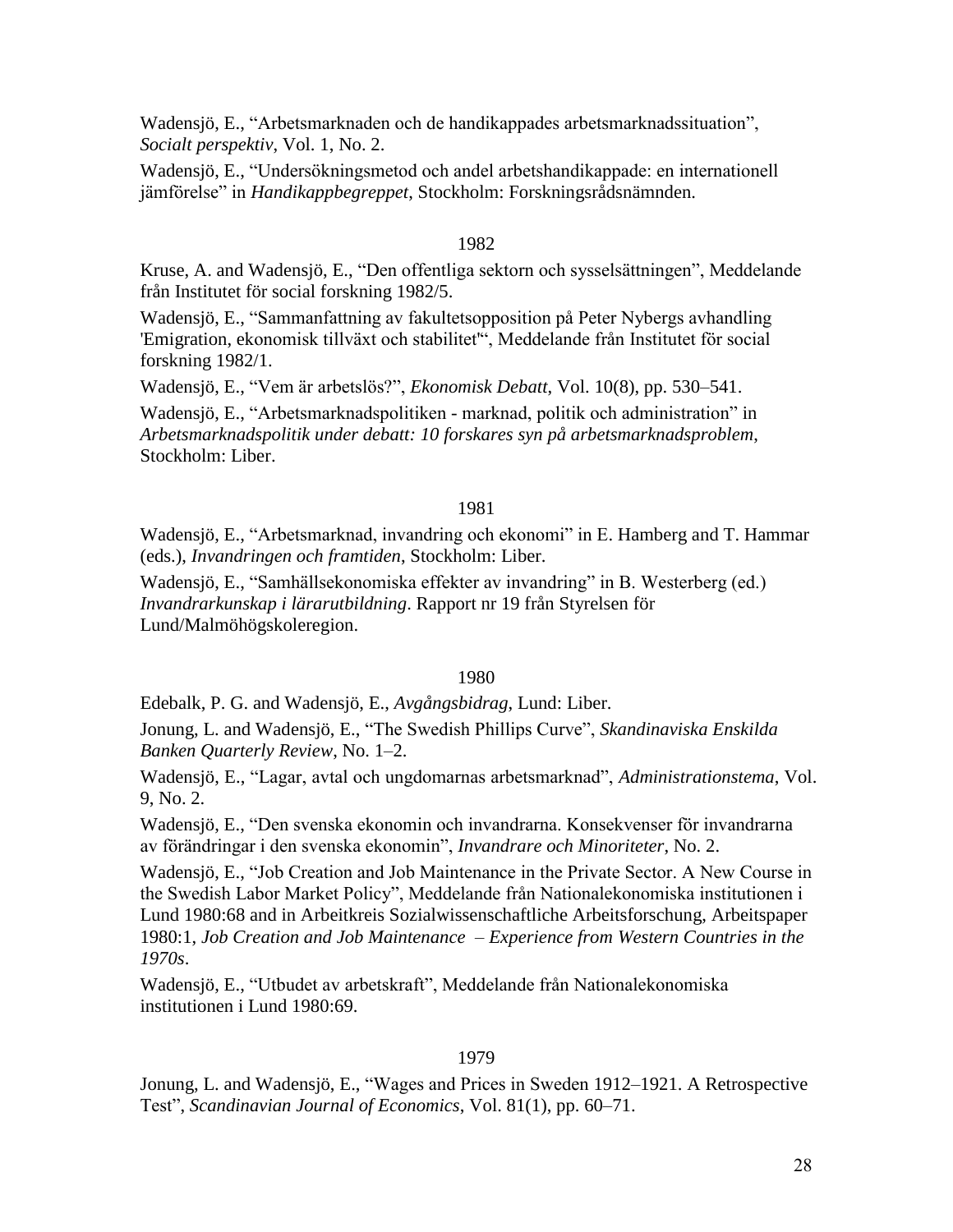Wadensjö, E., “Arbetsmarknaden och de handikappades arbetsmarknadssituation”, *Socialt perspektiv*, Vol. 1, No. 2.

Wadensjö, E., “Undersökningsmetod och andel arbetshandikappade: en internationell jämförelse” in *Handikappbegreppet*, Stockholm: Forskningsrådsnämnden.

1982

Kruse, A. and Wadensjö, E., “Den offentliga sektorn och sysselsättningen”, Meddelande från Institutet för social forskning 1982/5.

Wadensjö, E., “Sammanfattning av fakultetsopposition på Peter Nybergs avhandling 'Emigration, ekonomisk tillväxt och stabilitet'“, Meddelande från Institutet för social forskning 1982/1.

Wadensjö, E., “Vem är arbetslös?”, *Ekonomisk Debatt*, Vol. 10(8), pp. 530–541.

Wadensjö, E., “Arbetsmarknadspolitiken - marknad, politik och administration” in *Arbetsmarknadspolitik under debatt: 10 forskares syn på arbetsmarknadsproblem*, Stockholm: Liber.

1981

Wadensjö, E., “Arbetsmarknad, invandring och ekonomi” in E. Hamberg and T. Hammar (eds.), *Invandringen och framtiden*, Stockholm: Liber.

Wadensjö, E., “Samhällsekonomiska effekter av invandring” in B. Westerberg (ed.) *Invandrarkunskap i lärarutbildning*. Rapport nr 19 från Styrelsen för Lund/Malmöhögskoleregion.

1980

Edebalk, P. G. and Wadensjö, E., *Avgångsbidrag*, Lund: Liber.

Jonung, L. and Wadensjö, E., “The Swedish Phillips Curve”, *Skandinaviska Enskilda Banken Quarterly Review*, No. 1–2.

Wadensjö, E., “Lagar, avtal och ungdomarnas arbetsmarknad”, *Administrationstema*, Vol. 9, No. 2.

Wadensjö, E., “Den svenska ekonomin och invandrarna. Konsekvenser för invandrarna av förändringar i den svenska ekonomin”, *Invandrare och Minoriteter*, No. 2.

Wadensjö, E., “Job Creation and Job Maintenance in the Private Sector. A New Course in the Swedish Labor Market Policy”, Meddelande från Nationalekonomiska institutionen i Lund 1980:68 and in Arbeitkreis Sozialwissenschaftliche Arbeitsforschung, Arbeitspaper 1980:1, *Job Creation and Job Maintenance – Experience from Western Countries in the 1970s*.

Wadensjö, E., “Utbudet av arbetskraft”, Meddelande från Nationalekonomiska institutionen i Lund 1980:69.

1979

Jonung, L. and Wadensjö, E., “Wages and Prices in Sweden 1912–1921. A Retrospective Test”, *Scandinavian Journal of Economics*, Vol. 81(1), pp. 60–71.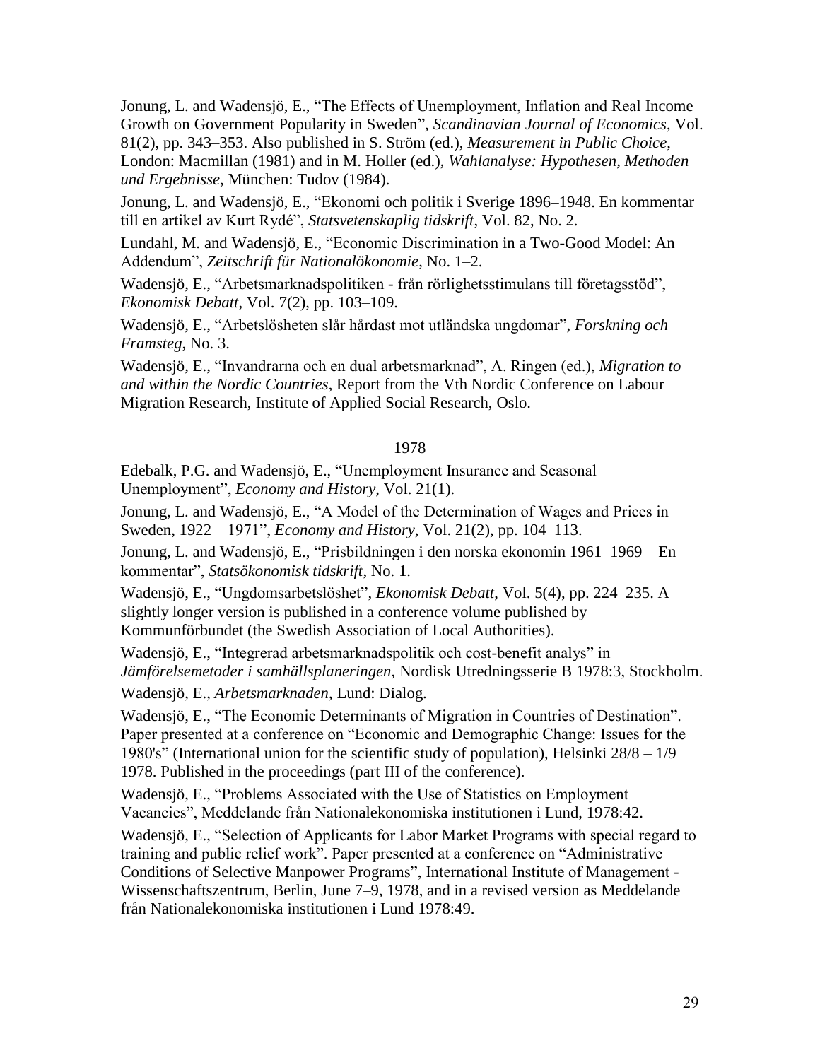Jonung, L. and Wadensjö, E., "The Effects of Unemployment, Inflation and Real Income Growth on Government Popularity in Sweden", *Scandinavian Journal of Economics*, Vol. 81(2), pp. 343–353. Also published in S. Ström (ed.), *Measurement in Public Choice*, London: Macmillan (1981) and in M. Holler (ed.), *Wahlanalyse: Hypothesen, Methoden und Ergebnisse*, München: Tudov (1984).

Jonung, L. and Wadensjö, E., "Ekonomi och politik i Sverige 1896–1948. En kommentar till en artikel av Kurt Rydé", *Statsvetenskaplig tidskrift*, Vol. 82, No. 2.

Lundahl, M. and Wadensjö, E., "Economic Discrimination in a Two-Good Model: An Addendum", *Zeitschrift für Nationalökonomie*, No. 1–2.

Wadensjö, E., "Arbetsmarknadspolitiken - från rörlighetsstimulans till företagsstöd", *Ekonomisk Debatt*, Vol. 7(2), pp. 103–109.

Wadensjö, E., "Arbetslösheten slår hårdast mot utländska ungdomar", *Forskning och Framsteg*, No. 3.

Wadensjö, E., "Invandrarna och en dual arbetsmarknad", A. Ringen (ed.), *Migration to and within the Nordic Countries*, Report from the Vth Nordic Conference on Labour Migration Research, Institute of Applied Social Research, Oslo.

1978

Edebalk, P.G. and Wadensjö, E., "Unemployment Insurance and Seasonal Unemployment", *Economy and History*, Vol. 21(1).

Jonung, L. and Wadensjö, E., "A Model of the Determination of Wages and Prices in Sweden, 1922 – 1971", *Economy and History*, Vol. 21(2), pp. 104–113.

Jonung, L. and Wadensjö, E., "Prisbildningen i den norska ekonomin 1961–1969 – En kommentar", *Statsökonomisk tidskrift*, No. 1.

Wadensjö, E., "Ungdomsarbetslöshet", *Ekonomisk Debatt*, Vol. 5(4), pp. 224–235. A slightly longer version is published in a conference volume published by Kommunförbundet (the Swedish Association of Local Authorities).

Wadensjö, E., "Integrerad arbetsmarknadspolitik och cost-benefit analys" in *Jämförelsemetoder i samhällsplaneringen*, Nordisk Utredningsserie B 1978:3, Stockholm.

Wadensjö, E., *Arbetsmarknaden*, Lund: Dialog.

Wadensjö, E., "The Economic Determinants of Migration in Countries of Destination". Paper presented at a conference on "Economic and Demographic Change: Issues for the 1980's" (International union for the scientific study of population), Helsinki 28/8 – 1/9 1978. Published in the proceedings (part III of the conference).

Wadensjö, E., "Problems Associated with the Use of Statistics on Employment Vacancies", Meddelande från Nationalekonomiska institutionen i Lund, 1978:42.

Wadensjö, E., "Selection of Applicants for Labor Market Programs with special regard to training and public relief work". Paper presented at a conference on "Administrative Conditions of Selective Manpower Programs", International Institute of Management - Wissenschaftszentrum, Berlin, June 7–9, 1978, and in a revised version as Meddelande från Nationalekonomiska institutionen i Lund 1978:49.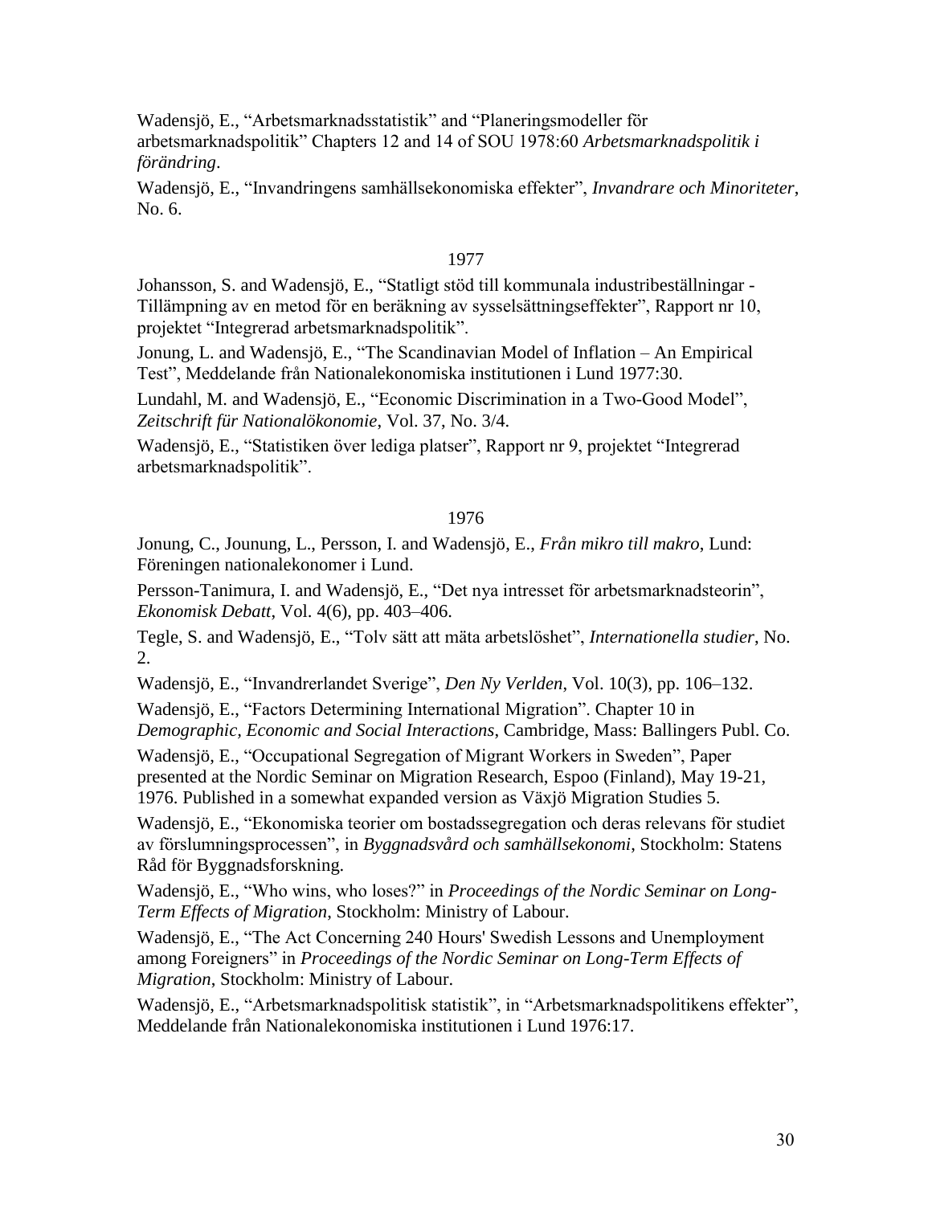Wadensjö, E., “Arbetsmarknadsstatistik” and “Planeringsmodeller för arbetsmarknadspolitik” Chapters 12 and 14 of SOU 1978:60 *Arbetsmarknadspolitik i förändring*.

Wadensjö, E., “Invandringens samhällsekonomiska effekter”, *Invandrare och Minoriteter*, No. 6.

1977

Johansson, S. and Wadensjö, E., “Statligt stöd till kommunala industribeställningar - Tillämpning av en metod för en beräkning av sysselsättningseffekter”, Rapport nr 10, projektet “Integrerad arbetsmarknadspolitik”.

Jonung, L. and Wadensjö, E., “The Scandinavian Model of Inflation – An Empirical Test”, Meddelande från Nationalekonomiska institutionen i Lund 1977:30.

Lundahl, M. and Wadensjö, E., “Economic Discrimination in a Two-Good Model”, *Zeitschrift für Nationalökonomie*, Vol. 37, No. 3/4.

Wadensjö, E., “Statistiken över lediga platser”, Rapport nr 9, projektet “Integrerad arbetsmarknadspolitik”.

1976

Jonung, C., Jounung, L., Persson, I. and Wadensjö, E., *Från mikro till makro*, Lund: Föreningen nationalekonomer i Lund.

Persson-Tanimura, I. and Wadensjö, E., “Det nya intresset för arbetsmarknadsteorin”, *Ekonomisk Debatt*, Vol. 4(6), pp. 403–406.

Tegle, S. and Wadensjö, E., “Tolv sätt att mäta arbetslöshet”, *Internationella studier*, No. 2.

Wadensjö, E., “Invandrerlandet Sverige”, *Den Ny Verlden*, Vol. 10(3), pp. 106–132.

Wadensjö, E., “Factors Determining International Migration”. Chapter 10 in *Demographic, Economic and Social Interactions*, Cambridge, Mass: Ballingers Publ. Co.

Wadensjö, E., “Occupational Segregation of Migrant Workers in Sweden”, Paper presented at the Nordic Seminar on Migration Research, Espoo (Finland), May 19-21, 1976. Published in a somewhat expanded version as Växjö Migration Studies 5.

Wadensjö, E., “Ekonomiska teorier om bostadssegregation och deras relevans för studiet av förslumningsprocessen”, in *Byggnadsvård och samhällsekonomi*, Stockholm: Statens Råd för Byggnadsforskning.

Wadensjö, E., “Who wins, who loses?” in *Proceedings of the Nordic Seminar on Long-Term Effects of Migration*, Stockholm: Ministry of Labour.

Wadensjö, E., “The Act Concerning 240 Hours' Swedish Lessons and Unemployment among Foreigners” in *Proceedings of the Nordic Seminar on Long-Term Effects of Migration*, Stockholm: Ministry of Labour.

Wadensjö, E., “Arbetsmarknadspolitisk statistik”, in “Arbetsmarknadspolitikens effekter”, Meddelande från Nationalekonomiska institutionen i Lund 1976:17.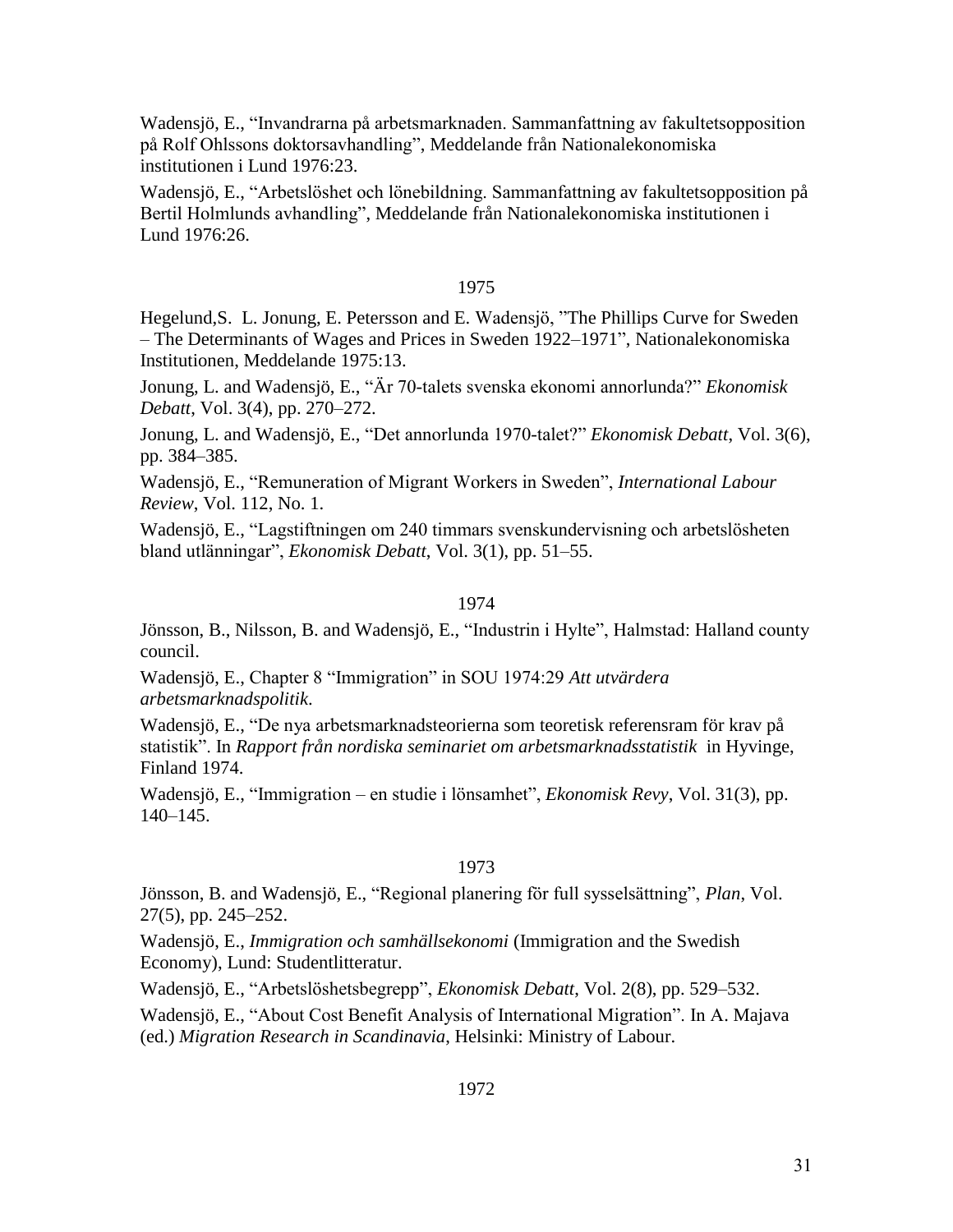Wadensjö, E., “Invandrarna på arbetsmarknaden. Sammanfattning av fakultetsopposition på Rolf Ohlssons doktorsavhandling”, Meddelande från Nationalekonomiska institutionen i Lund 1976:23.

Wadensjö, E., “Arbetslöshet och lönebildning. Sammanfattning av fakultetsopposition på Bertil Holmlunds avhandling”, Meddelande från Nationalekonomiska institutionen i Lund 1976:26.

1975

Hegelund,S. L. Jonung, E. Petersson and E. Wadensjö, ”The Phillips Curve for Sweden – The Determinants of Wages and Prices in Sweden 1922–1971”, Nationalekonomiska Institutionen, Meddelande 1975:13.

Jonung, L. and Wadensjö, E., “Är 70-talets svenska ekonomi annorlunda?” *Ekonomisk Debatt*, Vol. 3(4), pp. 270–272.

Jonung, L. and Wadensjö, E., “Det annorlunda 1970-talet?” *Ekonomisk Debatt*, Vol. 3(6), pp. 384–385.

Wadensjö, E., “Remuneration of Migrant Workers in Sweden”, *International Labour Review*, Vol. 112, No. 1.

Wadensjö, E., “Lagstiftningen om 240 timmars svenskundervisning och arbetslösheten bland utlänningar”, *Ekonomisk Debatt*, Vol. 3(1), pp. 51–55.

1974

Jönsson, B., Nilsson, B. and Wadensjö, E., “Industrin i Hylte”, Halmstad: Halland county council.

Wadensjö, E., Chapter 8 “Immigration” in SOU 1974:29 *Att utvärdera arbetsmarknadspolitik*.

Wadensjö, E., “De nya arbetsmarknadsteorierna som teoretisk referensram för krav på statistik”. In *Rapport från nordiska seminariet om arbetsmarknadsstatistik* in Hyvinge, Finland 1974.

Wadensjö, E., “Immigration – en studie i lönsamhet”, *Ekonomisk Revy*, Vol. 31(3), pp. 140–145.

1973

Jönsson, B. and Wadensjö, E., “Regional planering för full sysselsättning”, *Plan*, Vol. 27(5), pp. 245–252.

Wadensjö, E., *Immigration och samhällsekonomi* (Immigration and the Swedish Economy), Lund: Studentlitteratur.

Wadensjö, E., “Arbetslöshetsbegrepp”, *Ekonomisk Debatt*, Vol. 2(8), pp. 529–532.

Wadensjö, E., “About Cost Benefit Analysis of International Migration”. In A. Majava (ed.) *Migration Research in Scandinavia*, Helsinki: Ministry of Labour.

1972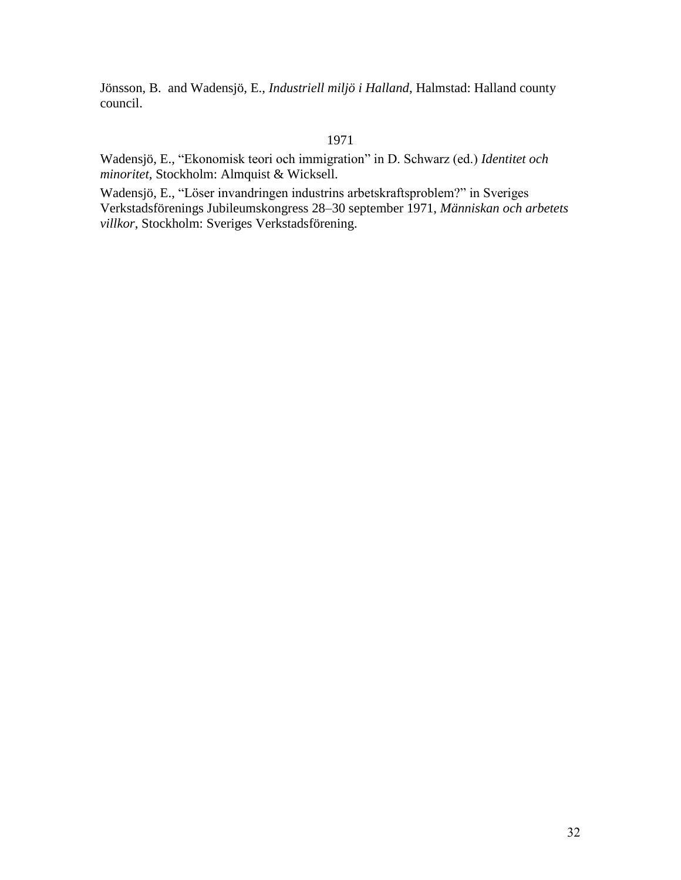Jönsson, B. and Wadensjö, E., *Industriell miljö i Halland*, Halmstad: Halland county council.

1971

Wadensjö, E., "Ekonomisk teori och immigration" in D. Schwarz (ed.) *Identitet och minoritet*, Stockholm: Almquist & Wicksell.

Wadensjö, E., "Löser invandringen industrins arbetskraftsproblem?" in Sveriges Verkstadsförenings Jubileumskongress 28–30 september 1971, *Människan och arbetets villkor*, Stockholm: Sveriges Verkstadsförening.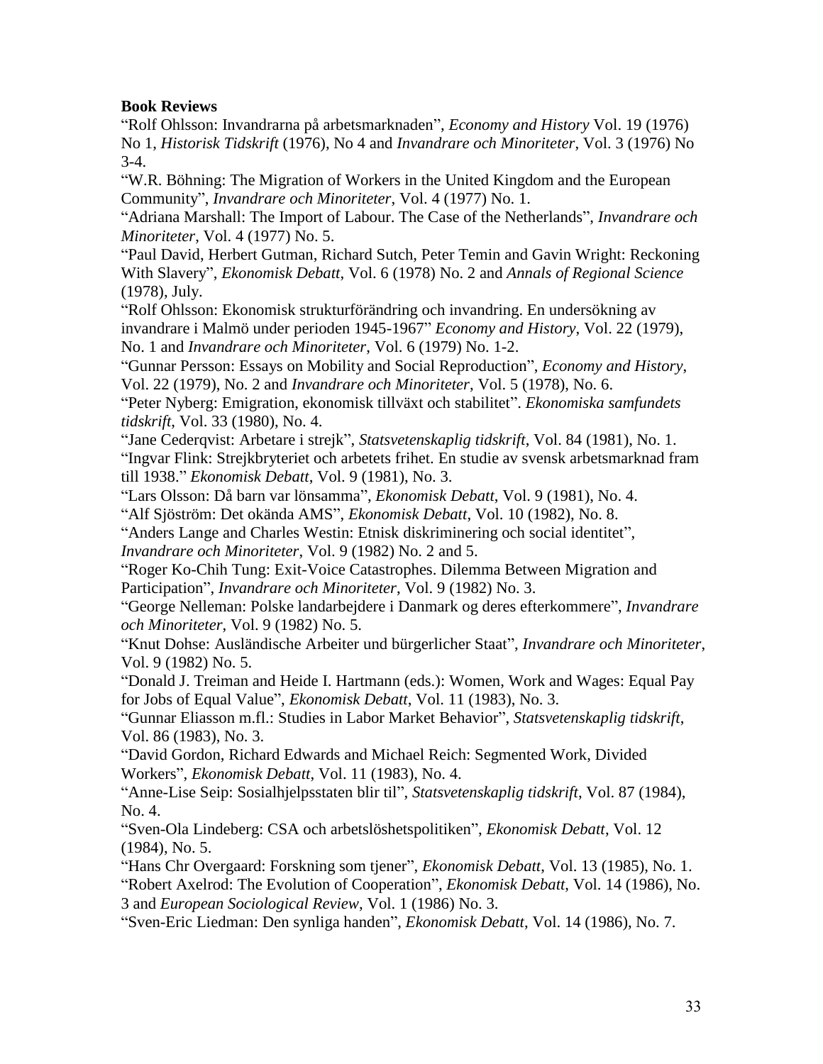**Book Reviews**

"Rolf Ohlsson: Invandrarna på arbetsmarknaden", *Economy and History* Vol. 19 (1976) No 1, *Historisk Tidskrift* (1976), No 4 and *Invandrare och Minoriteter*, Vol. 3 (1976) No 3-4.

"W.R. Böhning: The Migration of Workers in the United Kingdom and the European Community", *Invandrare och Minoriteter*, Vol. 4 (1977) No. 1.

"Adriana Marshall: The Import of Labour. The Case of the Netherlands", *Invandrare och Minoriteter*, Vol. 4 (1977) No. 5.

"Paul David, Herbert Gutman, Richard Sutch, Peter Temin and Gavin Wright: Reckoning With Slavery", *Ekonomisk Debatt*, Vol. 6 (1978) No. 2 and *Annals of Regional Science* (1978), July.

"Rolf Ohlsson: Ekonomisk strukturförändring och invandring. En undersökning av invandrare i Malmö under perioden 1945-1967" *Economy and History*, Vol. 22 (1979), No. 1 and *Invandrare och Minoriteter*, Vol. 6 (1979) No. 1-2.

"Gunnar Persson: Essays on Mobility and Social Reproduction", *Economy and History*, Vol. 22 (1979), No. 2 and *Invandrare och Minoriteter*, Vol. 5 (1978), No. 6.

"Peter Nyberg: Emigration, ekonomisk tillväxt och stabilitet". *Ekonomiska samfundets tidskrift*, Vol. 33 (1980), No. 4.

"Jane Cederqvist: Arbetare i strejk", *Statsvetenskaplig tidskrift*, Vol. 84 (1981), No. 1.

"Ingvar Flink: Strejkbryteriet och arbetets frihet. En studie av svensk arbetsmarknad fram till 1938." *Ekonomisk Debatt*, Vol. 9 (1981), No. 3.

"Lars Olsson: Då barn var lönsamma", *Ekonomisk Debatt*, Vol. 9 (1981), No. 4.

"Alf Sjöström: Det okända AMS", *Ekonomisk Debatt*, Vol. 10 (1982), No. 8.

"Anders Lange and Charles Westin: Etnisk diskriminering och social identitet", *Invandrare och Minoriteter*, Vol. 9 (1982) No. 2 and 5.

"Roger Ko-Chih Tung: Exit-Voice Catastrophes. Dilemma Between Migration and Participation", *Invandrare och Minoriteter*, Vol. 9 (1982) No. 3.

"George Nelleman: Polske landarbejdere i Danmark og deres efterkommere", *Invandrare och Minoriteter*, Vol. 9 (1982) No. 5.

"Knut Dohse: Ausländische Arbeiter und bürgerlicher Staat", *Invandrare och Minoriteter*, Vol. 9 (1982) No. 5.

"Donald J. Treiman and Heide I. Hartmann (eds.): Women, Work and Wages: Equal Pay for Jobs of Equal Value", *Ekonomisk Debatt*, Vol. 11 (1983), No. 3.

"Gunnar Eliasson m.fl.: Studies in Labor Market Behavior", *Statsvetenskaplig tidskrift*, Vol. 86 (1983), No. 3.

"David Gordon, Richard Edwards and Michael Reich: Segmented Work, Divided Workers", *Ekonomisk Debatt*, Vol. 11 (1983), No. 4.

"Anne-Lise Seip: Sosialhjelpsstaten blir til", *Statsvetenskaplig tidskrift*, Vol. 87 (1984), No. 4.

"Sven-Ola Lindeberg: CSA och arbetslöshetspolitiken", *Ekonomisk Debatt*, Vol. 12 (1984), No. 5.

"Hans Chr Overgaard: Forskning som tjener", *Ekonomisk Debatt*, Vol. 13 (1985), No. 1.

"Robert Axelrod: The Evolution of Cooperation", *Ekonomisk Debatt*, Vol. 14 (1986), No. 3 and *European Sociological Review*, Vol. 1 (1986) No. 3.

"Sven-Eric Liedman: Den synliga handen", *Ekonomisk Debatt*, Vol. 14 (1986), No. 7.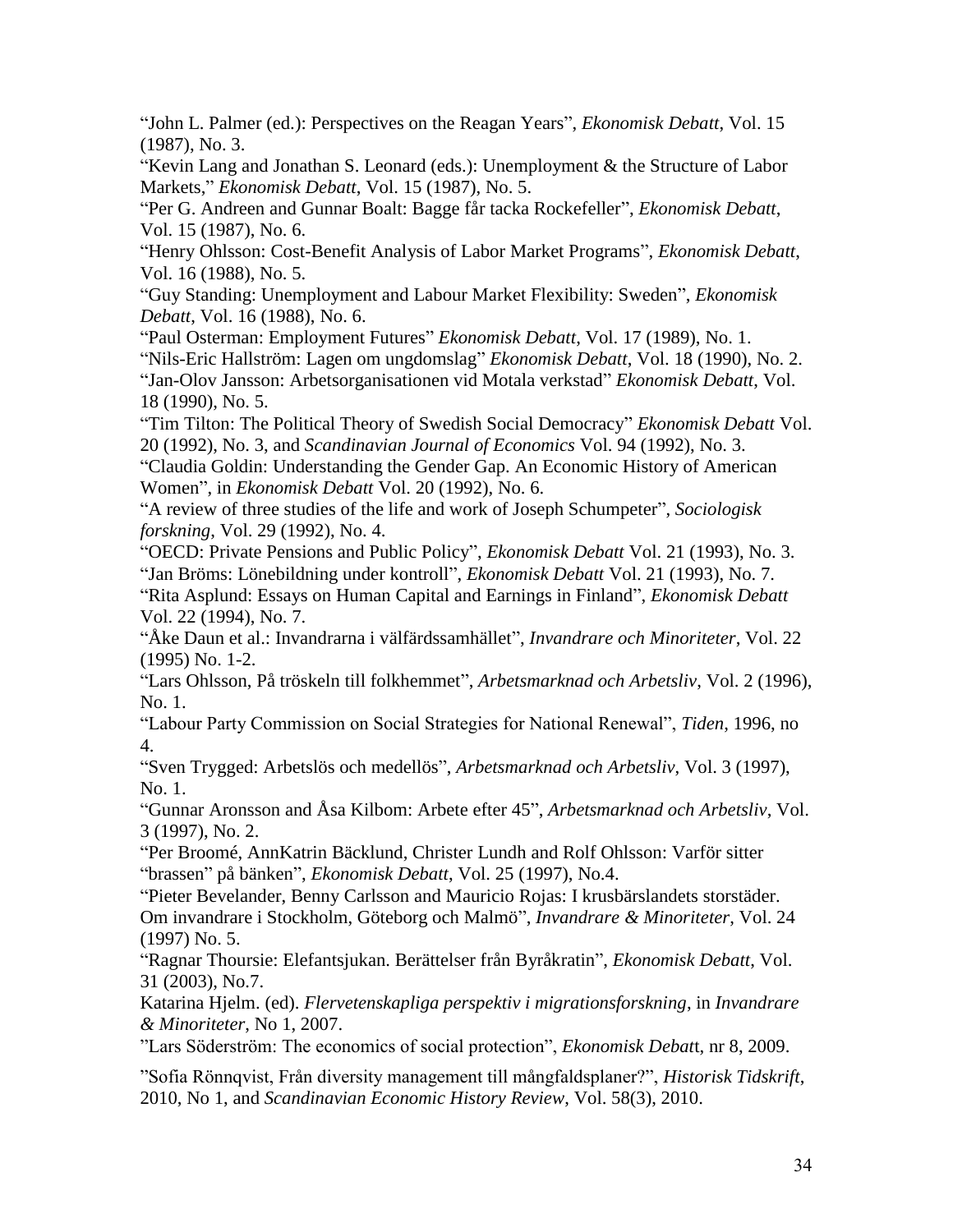"John L. Palmer (ed.): Perspectives on the Reagan Years", *Ekonomisk Debatt*, Vol. 15 (1987), No. 3.

"Kevin Lang and Jonathan S. Leonard (eds.): Unemployment & the Structure of Labor Markets," *Ekonomisk Debatt*, Vol. 15 (1987), No. 5.

"Per G. Andreen and Gunnar Boalt: Bagge får tacka Rockefeller", *Ekonomisk Debatt*, Vol. 15 (1987), No. 6.

"Henry Ohlsson: Cost-Benefit Analysis of Labor Market Programs", *Ekonomisk Debatt*, Vol. 16 (1988), No. 5.

"Guy Standing: Unemployment and Labour Market Flexibility: Sweden", *Ekonomisk Debatt*, Vol. 16 (1988), No. 6.

"Paul Osterman: Employment Futures" *Ekonomisk Debatt*, Vol. 17 (1989), No. 1.

"Nils-Eric Hallström: Lagen om ungdomslag" *Ekonomisk Debatt*, Vol. 18 (1990), No. 2.

"Jan-Olov Jansson: Arbetsorganisationen vid Motala verkstad" *Ekonomisk Debatt*, Vol. 18 (1990), No. 5.

"Tim Tilton: The Political Theory of Swedish Social Democracy" *Ekonomisk Debatt* Vol. 20 (1992), No. 3, and *Scandinavian Journal of Economics* Vol. 94 (1992), No. 3.

"Claudia Goldin: Understanding the Gender Gap. An Economic History of American Women", in *Ekonomisk Debatt* Vol. 20 (1992), No. 6.

"A review of three studies of the life and work of Joseph Schumpeter", *Sociologisk forskning*, Vol. 29 (1992), No. 4.

"OECD: Private Pensions and Public Policy", *Ekonomisk Debatt* Vol. 21 (1993), No. 3.

"Jan Bröms: Lönebildning under kontroll", *Ekonomisk Debatt* Vol. 21 (1993), No. 7.

"Rita Asplund: Essays on Human Capital and Earnings in Finland", *Ekonomisk Debatt* Vol. 22 (1994), No. 7.

"Åke Daun et al.: Invandrarna i välfärdssamhället", *Invandrare och Minoriteter*, Vol. 22 (1995) No. 1-2.

"Lars Ohlsson, På tröskeln till folkhemmet", *Arbetsmarknad och Arbetsliv*, Vol. 2 (1996), No. 1.

"Labour Party Commission on Social Strategies for National Renewal", *Tiden*, 1996, no 4.

"Sven Trygged: Arbetslös och medellös", *Arbetsmarknad och Arbetsliv*, Vol. 3 (1997), No. 1.

"Gunnar Aronsson and Åsa Kilbom: Arbete efter 45", *Arbetsmarknad och Arbetsliv*, Vol. 3 (1997), No. 2.

"Per Broomé, AnnKatrin Bäcklund, Christer Lundh and Rolf Ohlsson: Varför sitter "brassen" på bänken", *Ekonomisk Debatt*, Vol. 25 (1997), No.4.

"Pieter Bevelander, Benny Carlsson and Mauricio Rojas: I krusbärslandets storstäder. Om invandrare i Stockholm, Göteborg och Malmö", *Invandrare & Minoriteter*, Vol. 24 (1997) No. 5.

"Ragnar Thoursie: Elefantsjukan. Berättelser från Byråkratin", *Ekonomisk Debatt*, Vol. 31 (2003), No.7.

Katarina Hjelm. (ed). *Flervetenskapliga perspektiv i migrationsforskning*, in *Invandrare & Minoriteter*, No 1, 2007.

"Lars Söderström: The economics of social protection", *Ekonomisk Debatt*, nr 8, 2009.

"Sofia Rönnqvist, Från diversity management till mångfaldsplaner?", *Historisk Tidskrift*, 2010, No 1, and *Scandinavian Economic History Review*, Vol. 58(3), 2010.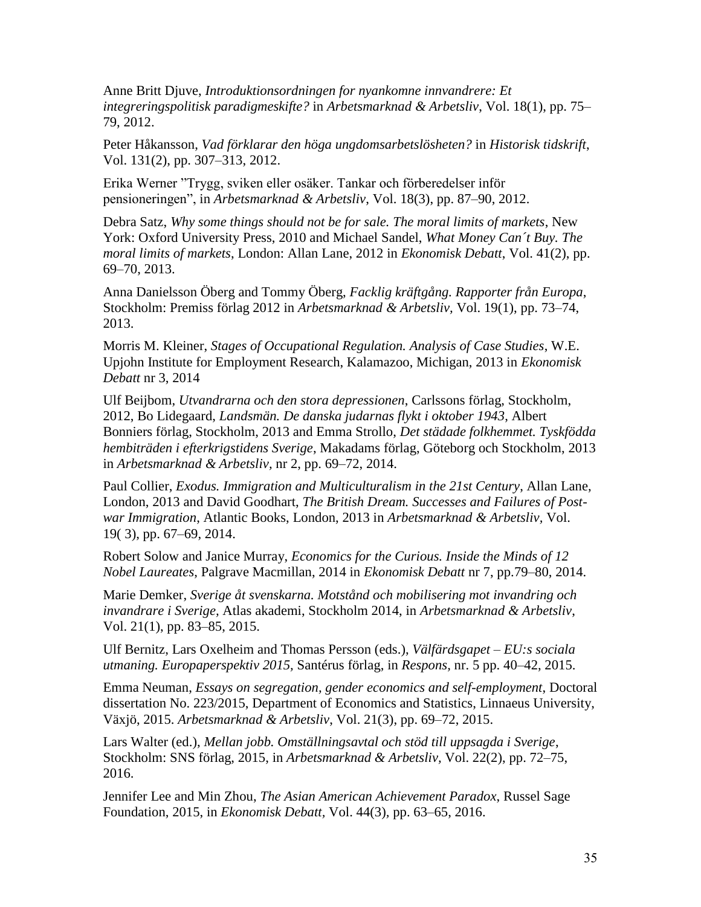Anne Britt Djuve, *Introduktionsordningen for nyankomne innvandrere: Et integreringspolitisk paradigmeskifte?* in *Arbetsmarknad & Arbetsliv*, Vol. 18(1), pp. 75–79, 2012.

Peter Håkansson, *Vad förklarar den höga ungdomsarbetslösheten?* in *Historisk tidskrift*, Vol. 131(2), pp. 307–313, 2012.

Erika Werner ”Trygg, sviken eller osäker. Tankar och förberedelser inför pensioneringen”, in *Arbetsmarknad & Arbetsliv*, Vol. 18(3), pp. 87–90, 2012.

Debra Satz, *Why some things should not be for sale. The moral limits of markets*, New York: Oxford University Press, 2010 and Michael Sandel, *What Money Can´t Buy. The moral limits of markets*, London: Allan Lane, 2012 in *Ekonomisk Debatt*, Vol. 41(2), pp. 69–70, 2013.

Anna Danielsson Öberg and Tommy Öberg, *Facklig kräftgång. Rapporter från Europa*, Stockholm: Premiss förlag 2012 in *Arbetsmarknad & Arbetsliv*, Vol. 19(1), pp. 73–74, 2013.

Morris M. Kleiner, *Stages of Occupational Regulation. Analysis of Case Studies*, W.E. Upjohn Institute for Employment Research, Kalamazoo, Michigan, 2013 in *Ekonomisk Debatt* nr 3, 2014

Ulf Beijbom, *Utvandrarna och den stora depressionen*, Carlssons förlag, Stockholm, 2012, Bo Lidegaard, *Landsmän. De danska judarnas flykt i oktober 1943*, Albert Bonniers förlag, Stockholm, 2013 and Emma Strollo, *Det städade folkhemmet. Tyskfödda hembiträden i efterkrigstidens Sverige*, Makadams förlag, Göteborg och Stockholm, 2013 in *Arbetsmarknad & Arbetsliv*, nr 2, pp. 69–72, 2014.

Paul Collier, *Exodus. Immigration and Multiculturalism in the 21st Century*, Allan Lane, London, 2013 and David Goodhart, *The British Dream. Successes and Failures of Post-war Immigration*, Atlantic Books, London, 2013 in *Arbetsmarknad & Arbetsliv*, Vol. 19( 3), pp. 67–69, 2014.

Robert Solow and Janice Murray, *Economics for the Curious. Inside the Minds of 12 Nobel Laureates*, Palgrave Macmillan, 2014 in *Ekonomisk Debatt* nr 7, pp.79–80, 2014.

Marie Demker, *Sverige åt svenskarna. Motstånd och mobilisering mot invandring och invandrare i Sverige,* Atlas akademi, Stockholm 2014, in *Arbetsmarknad & Arbetsliv*, Vol. 21(1), pp. 83–85, 2015.

Ulf Bernitz, Lars Oxelheim and Thomas Persson (eds.), *Välfärdsgapet – EU:s sociala utmaning. Europaperspektiv 2015,* Santérus förlag, in *Respons*, nr. 5 pp. 40–42, 2015.

Emma Neuman, *Essays on segregation, gender economics and self-employment*, Doctoral dissertation No. 223/2015, Department of Economics and Statistics, Linnaeus University, Växjö, 2015. *Arbetsmarknad & Arbetsliv*, Vol. 21(3), pp. 69–72, 2015.

Lars Walter (ed.), *Mellan jobb. Omställningsavtal och stöd till uppsagda i Sverige*, Stockholm: SNS förlag, 2015, in *Arbetsmarknad & Arbetsliv,* Vol. 22(2), pp. 72–75, 2016.

Jennifer Lee and Min Zhou, *The Asian American Achievement Paradox*, Russel Sage Foundation, 2015, in *Ekonomisk Debatt*, Vol. 44(3), pp. 63–65, 2016.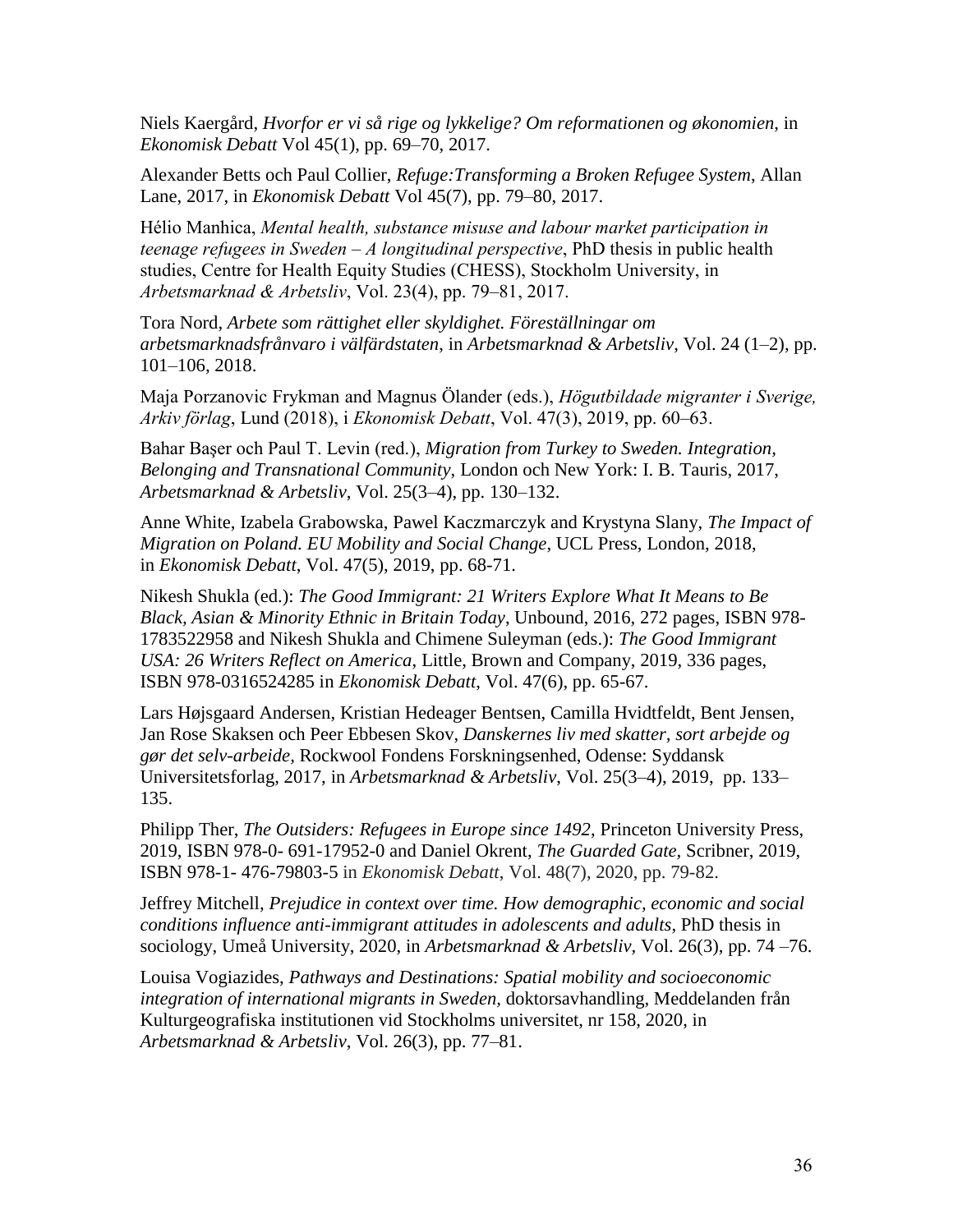Niels Kaergård, *Hvorfor er vi så rige og lykkelige? Om reformationen og økonomien*, in *Ekonomisk Debatt* Vol 45(1), pp. 69–70, 2017.

Alexander Betts och Paul Collier, *Refuge:Transforming a Broken Refugee System*, Allan Lane, 2017, in *Ekonomisk Debatt* Vol 45(7), pp. 79–80, 2017.

Hélio Manhica, *Mental health, substance misuse and labour market participation in teenage refugees in Sweden – A longitudinal perspective*, PhD thesis in public health studies, Centre for Health Equity Studies (CHESS), Stockholm University, in *Arbetsmarknad & Arbetsliv*, Vol. 23(4), pp. 79–81, 2017.

Tora Nord, *Arbete som rättighet eller skyldighet. Föreställningar om arbetsmarknadsfrånvaro i välfärdstaten*, in *Arbetsmarknad & Arbetsliv*, Vol. 24 (1–2), pp. 101–106, 2018.

Maja Porzanovic Frykman and Magnus Ölander (eds.), *Högutbildade migranter i Sverige, Arkiv förlag*, Lund (2018), i *Ekonomisk Debatt*, Vol. 47(3), 2019, pp. 60–63.

Bahar Başer och Paul T. Levin (red.), *Migration from Turkey to Sweden. Integration, Belonging and Transnational Community*, London och New York: I. B. Tauris, 2017, *Arbetsmarknad & Arbetsliv*, Vol. 25(3–4), pp. 130–132.

Anne White, Izabela Grabowska, Pawel Kaczmarczyk and Krystyna Slany, *The Impact of Migration on Poland. EU Mobility and Social Change*, UCL Press, London, 2018, in *Ekonomisk Debatt*, Vol. 47(5), 2019, pp. 68-71.

Nikesh Shukla (ed.): *The Good Immigrant: 21 Writers Explore What It Means to Be Black, Asian & Minority Ethnic in Britain Today*, Unbound, 2016, 272 pages, ISBN 978-1783522958 and Nikesh Shukla and Chimene Suleyman (eds.): *The Good Immigrant USA: 26 Writers Reflect on America*, Little, Brown and Company, 2019, 336 pages, ISBN 978-0316524285 in *Ekonomisk Debatt*, Vol. 47(6), pp. 65-67.

Lars Højsgaard Andersen, Kristian Hedeager Bentsen, Camilla Hvidtfeldt, Bent Jensen, Jan Rose Skaksen och Peer Ebbesen Skov, *Danskernes liv med skatter, sort arbejde og gør det selv-arbeide*, Rockwool Fondens Forskningsenhed, Odense: Syddansk Universitetsforlag, 2017, in *Arbetsmarknad & Arbetsliv*, Vol. 25(3–4), 2019, pp. 133–135.

Philipp Ther, *The Outsiders: Refugees in Europe since 1492*, Princeton University Press, 2019, ISBN 978-0- 691-17952-0 and Daniel Okrent, *The Guarded Gate*, Scribner, 2019, ISBN 978-1- 476-79803-5 in *Ekonomisk Debatt*, Vol. 48(7), 2020, pp. 79-82.

Jeffrey Mitchell, *Prejudice in context over time. How demographic, economic and social conditions influence anti-immigrant attitudes in adolescents and adults*, PhD thesis in sociology, Umeå University, 2020, in *Arbetsmarknad & Arbetsliv*, Vol. 26(3), pp. 74 –76.

Louisa Vogiazides, *Pathways and Destinations: Spatial mobility and socioeconomic integration of international migrants in Sweden,* doktorsavhandling, Meddelanden från Kulturgeografiska institutionen vid Stockholms universitet, nr 158, 2020, in *Arbetsmarknad & Arbetsliv*, Vol. 26(3), pp. 77–81.